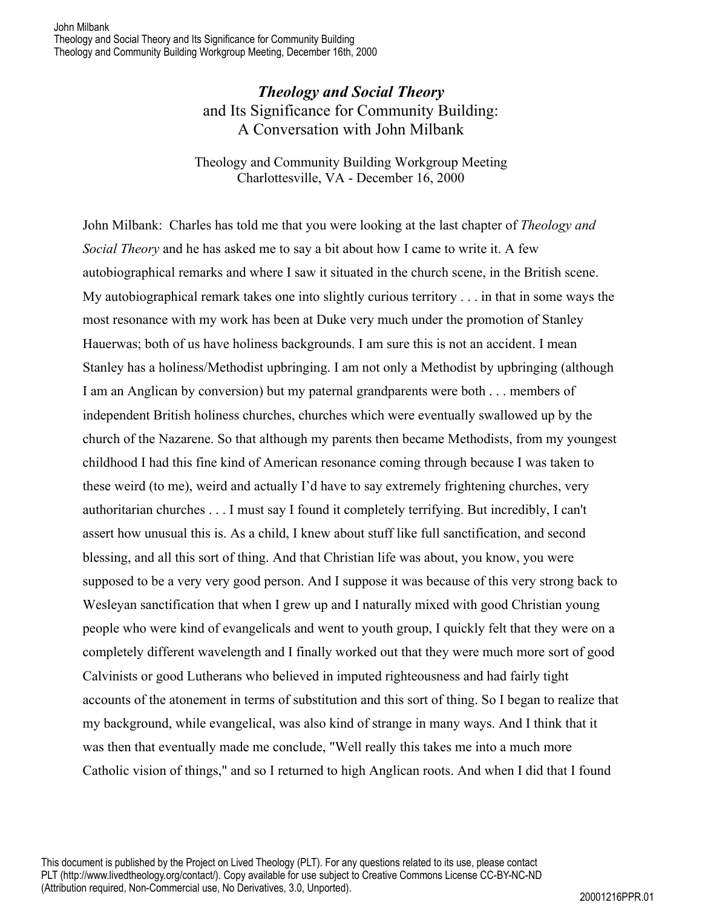# *Theology and Social Theory* and Its Significance for Community Building: A Conversation with John Milbank

Theology and Community Building Workgroup Meeting
Charlottesville, VA - December 16, 2000

John Milbank: Charles has told me that you were looking at the last chapter of *Theology and Social Theory* and he has asked me to say a bit about how I came to write it. A few autobiographical remarks and where I saw it situated in the church scene, in the British scene. My autobiographical remark takes one into slightly curious territory . . . in that in some ways the most resonance with my work has been at Duke very much under the promotion of Stanley Hauerwas; both of us have holiness backgrounds. I am sure this is not an accident. I mean Stanley has a holiness/Methodist upbringing. I am not only a Methodist by upbringing (although I am an Anglican by conversion) but my paternal grandparents were both . . . members of independent British holiness churches, churches which were eventually swallowed up by the church of the Nazarene. So that although my parents then became Methodists, from my youngest childhood I had this fine kind of American resonance coming through because I was taken to these weird (to me), weird and actually I'd have to say extremely frightening churches, very authoritarian churches . . . I must say I found it completely terrifying. But incredibly, I can't assert how unusual this is. As a child, I knew about stuff like full sanctification, and second blessing, and all this sort of thing. And that Christian life was about, you know, you were supposed to be a very very good person. And I suppose it was because of this very strong back to Wesleyan sanctification that when I grew up and I naturally mixed with good Christian young people who were kind of evangelicals and went to youth group, I quickly felt that they were on a completely different wavelength and I finally worked out that they were much more sort of good Calvinists or good Lutherans who believed in imputed righteousness and had fairly tight accounts of the atonement in terms of substitution and this sort of thing. So I began to realize that my background, while evangelical, was also kind of strange in many ways. And I think that it was then that eventually made me conclude, "Well really this takes me into a much more Catholic vision of things," and so I returned to high Anglican roots. And when I did that I found

This document is published by the Project on Lived Theology (PLT). For any questions related to its use, please contact PLT (http://www.livedtheology.org/contact/). Copy available for use subject to Creative Commons License CC-BY-NC-ND (Attribution required, Non-Commercial use, No Derivatives, 3.0, Unported).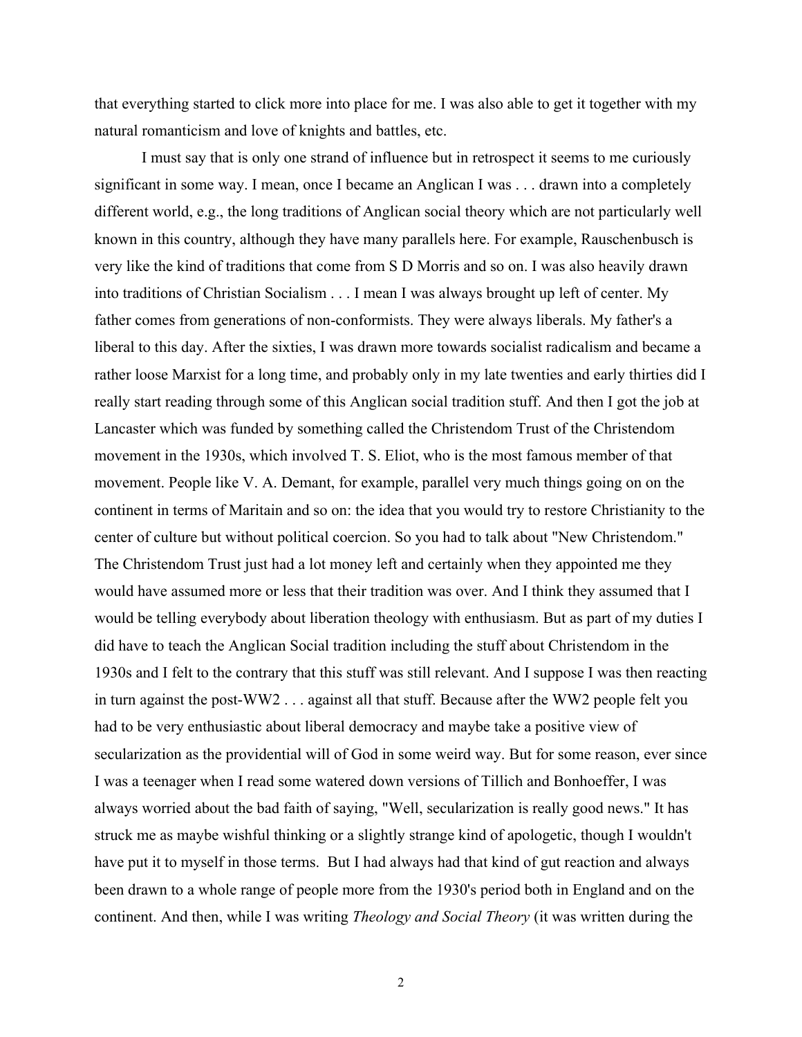that everything started to click more into place for me. I was also able to get it together with my natural romanticism and love of knights and battles, etc.

I must say that is only one strand of influence but in retrospect it seems to me curiously significant in some way. I mean, once I became an Anglican I was . . . drawn into a completely different world, e.g., the long traditions of Anglican social theory which are not particularly well known in this country, although they have many parallels here. For example, Rauschenbusch is very like the kind of traditions that come from S D Morris and so on. I was also heavily drawn into traditions of Christian Socialism . . . I mean I was always brought up left of center. My father comes from generations of non-conformists. They were always liberals. My father's a liberal to this day. After the sixties, I was drawn more towards socialist radicalism and became a rather loose Marxist for a long time, and probably only in my late twenties and early thirties did I really start reading through some of this Anglican social tradition stuff. And then I got the job at Lancaster which was funded by something called the Christendom Trust of the Christendom movement in the 1930s, which involved T. S. Eliot, who is the most famous member of that movement. People like V. A. Demant, for example, parallel very much things going on on the continent in terms of Maritain and so on: the idea that you would try to restore Christianity to the center of culture but without political coercion. So you had to talk about "New Christendom." The Christendom Trust just had a lot money left and certainly when they appointed me they would have assumed more or less that their tradition was over. And I think they assumed that I would be telling everybody about liberation theology with enthusiasm. But as part of my duties I did have to teach the Anglican Social tradition including the stuff about Christendom in the 1930s and I felt to the contrary that this stuff was still relevant. And I suppose I was then reacting in turn against the post-WW2 . . . against all that stuff. Because after the WW2 people felt you had to be very enthusiastic about liberal democracy and maybe take a positive view of secularization as the providential will of God in some weird way. But for some reason, ever since I was a teenager when I read some watered down versions of Tillich and Bonhoeffer, I was always worried about the bad faith of saying, "Well, secularization is really good news." It has struck me as maybe wishful thinking or a slightly strange kind of apologetic, though I wouldn't have put it to myself in those terms. But I had always had that kind of gut reaction and always been drawn to a whole range of people more from the 1930's period both in England and on the continent. And then, while I was writing *Theology and Social Theory* (it was written during the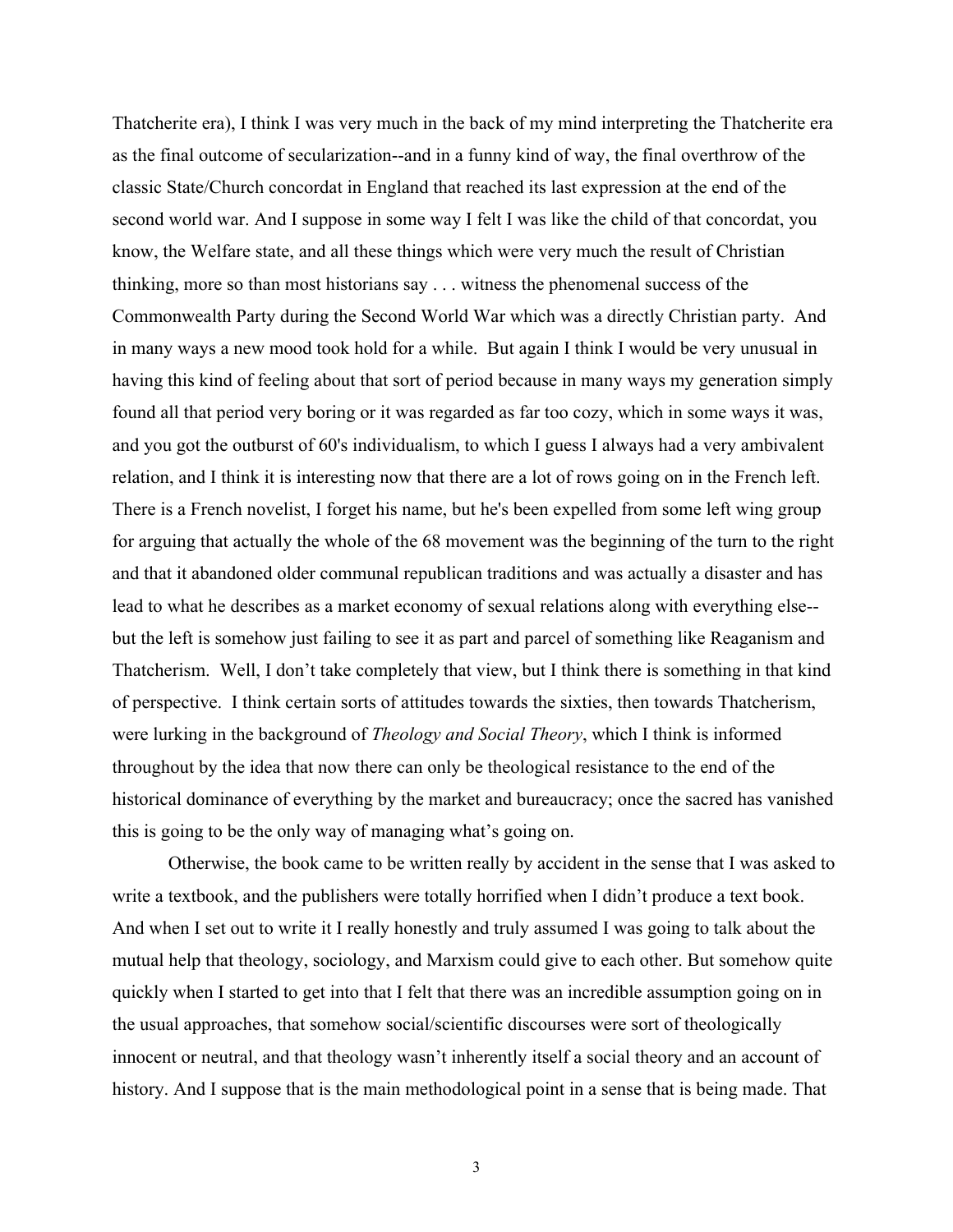Thatcherite era), I think I was very much in the back of my mind interpreting the Thatcherite era as the final outcome of secularization--and in a funny kind of way, the final overthrow of the classic State/Church concordat in England that reached its last expression at the end of the second world war. And I suppose in some way I felt I was like the child of that concordat, you know, the Welfare state, and all these things which were very much the result of Christian thinking, more so than most historians say . . . witness the phenomenal success of the Commonwealth Party during the Second World War which was a directly Christian party. And in many ways a new mood took hold for a while. But again I think I would be very unusual in having this kind of feeling about that sort of period because in many ways my generation simply found all that period very boring or it was regarded as far too cozy, which in some ways it was, and you got the outburst of 60's individualism, to which I guess I always had a very ambivalent relation, and I think it is interesting now that there are a lot of rows going on in the French left. There is a French novelist, I forget his name, but he's been expelled from some left wing group for arguing that actually the whole of the 68 movement was the beginning of the turn to the right and that it abandoned older communal republican traditions and was actually a disaster and has lead to what he describes as a market economy of sexual relations along with everything else--but the left is somehow just failing to see it as part and parcel of something like Reaganism and Thatcherism. Well, I don't take completely that view, but I think there is something in that kind of perspective. I think certain sorts of attitudes towards the sixties, then towards Thatcherism, were lurking in the background of *Theology and Social Theory*, which I think is informed throughout by the idea that now there can only be theological resistance to the end of the historical dominance of everything by the market and bureaucracy; once the sacred has vanished this is going to be the only way of managing what's going on.

Otherwise, the book came to be written really by accident in the sense that I was asked to write a textbook, and the publishers were totally horrified when I didn't produce a text book. And when I set out to write it I really honestly and truly assumed I was going to talk about the mutual help that theology, sociology, and Marxism could give to each other. But somehow quite quickly when I started to get into that I felt that there was an incredible assumption going on in the usual approaches, that somehow social/scientific discourses were sort of theologically innocent or neutral, and that theology wasn't inherently itself a social theory and an account of history. And I suppose that is the main methodological point in a sense that is being made. That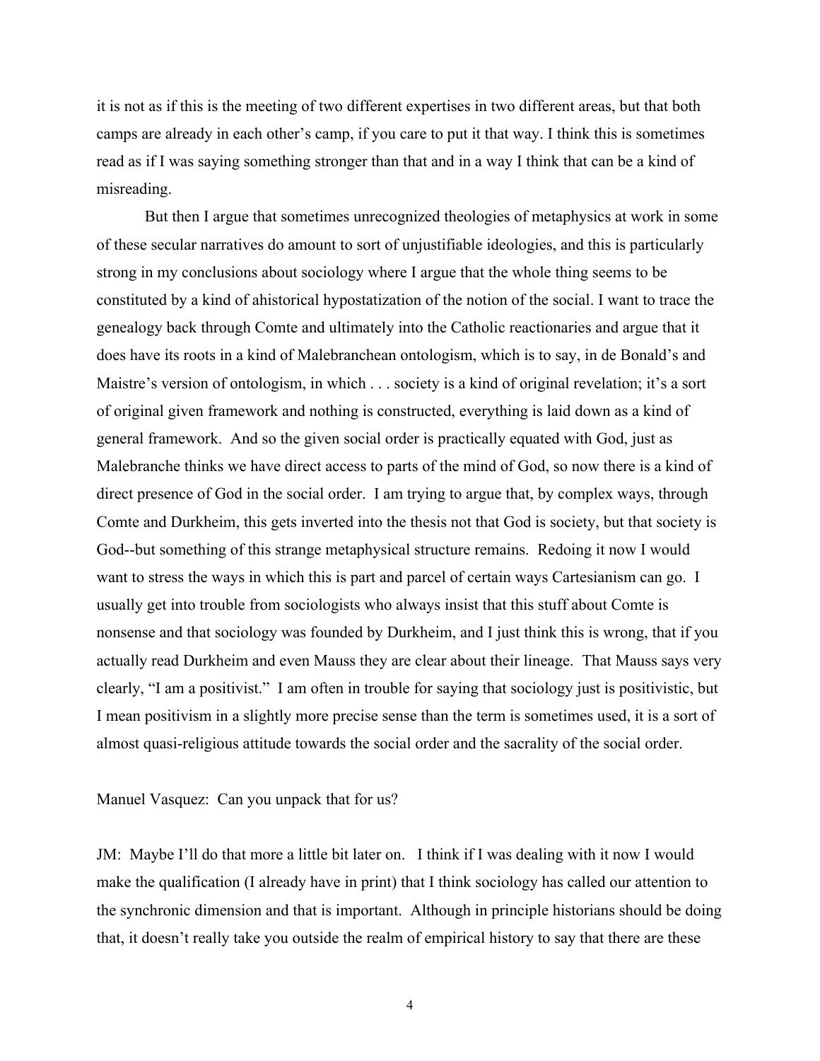it is not as if this is the meeting of two different expertises in two different areas, but that both camps are already in each other's camp, if you care to put it that way. I think this is sometimes read as if I was saying something stronger than that and in a way I think that can be a kind of misreading.

But then I argue that sometimes unrecognized theologies of metaphysics at work in some of these secular narratives do amount to sort of unjustifiable ideologies, and this is particularly strong in my conclusions about sociology where I argue that the whole thing seems to be constituted by a kind of ahistorical hypostatization of the notion of the social. I want to trace the genealogy back through Comte and ultimately into the Catholic reactionaries and argue that it does have its roots in a kind of Malebranchean ontologism, which is to say, in de Bonald's and Maistre's version of ontologism, in which . . . society is a kind of original revelation; it's a sort of original given framework and nothing is constructed, everything is laid down as a kind of general framework. And so the given social order is practically equated with God, just as Malebranche thinks we have direct access to parts of the mind of God, so now there is a kind of direct presence of God in the social order. I am trying to argue that, by complex ways, through Comte and Durkheim, this gets inverted into the thesis not that God is society, but that society is God--but something of this strange metaphysical structure remains. Redoing it now I would want to stress the ways in which this is part and parcel of certain ways Cartesianism can go. I usually get into trouble from sociologists who always insist that this stuff about Comte is nonsense and that sociology was founded by Durkheim, and I just think this is wrong, that if you actually read Durkheim and even Mauss they are clear about their lineage. That Mauss says very clearly, "I am a positivist." I am often in trouble for saying that sociology just is positivistic, but I mean positivism in a slightly more precise sense than the term is sometimes used, it is a sort of almost quasi-religious attitude towards the social order and the sacrality of the social order.

Manuel Vasquez: Can you unpack that for us?

JM: Maybe I'll do that more a little bit later on. I think if I was dealing with it now I would make the qualification (I already have in print) that I think sociology has called our attention to the synchronic dimension and that is important. Although in principle historians should be doing that, it doesn't really take you outside the realm of empirical history to say that there are these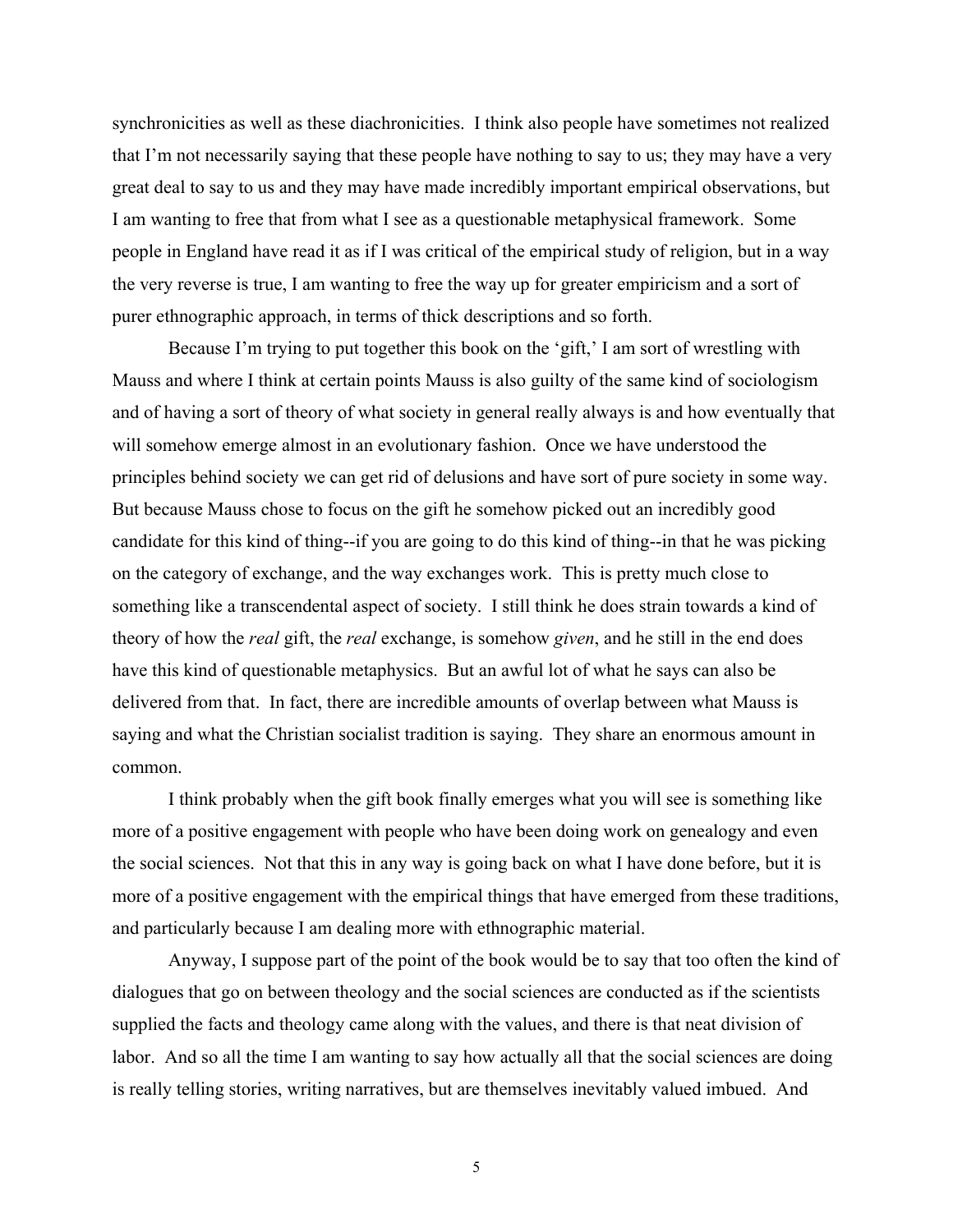synchronicities as well as these diachronicities. I think also people have sometimes not realized that I'm not necessarily saying that these people have nothing to say to us; they may have a very great deal to say to us and they may have made incredibly important empirical observations, but I am wanting to free that from what I see as a questionable metaphysical framework. Some people in England have read it as if I was critical of the empirical study of religion, but in a way the very reverse is true, I am wanting to free the way up for greater empiricism and a sort of purer ethnographic approach, in terms of thick descriptions and so forth.

Because I'm trying to put together this book on the 'gift,' I am sort of wrestling with Mauss and where I think at certain points Mauss is also guilty of the same kind of sociologism and of having a sort of theory of what society in general really always is and how eventually that will somehow emerge almost in an evolutionary fashion. Once we have understood the principles behind society we can get rid of delusions and have sort of pure society in some way. But because Mauss chose to focus on the gift he somehow picked out an incredibly good candidate for this kind of thing--if you are going to do this kind of thing--in that he was picking on the category of exchange, and the way exchanges work. This is pretty much close to something like a transcendental aspect of society. I still think he does strain towards a kind of theory of how the *real* gift, the *real* exchange, is somehow *given*, and he still in the end does have this kind of questionable metaphysics. But an awful lot of what he says can also be delivered from that. In fact, there are incredible amounts of overlap between what Mauss is saying and what the Christian socialist tradition is saying. They share an enormous amount in common.

I think probably when the gift book finally emerges what you will see is something like more of a positive engagement with people who have been doing work on genealogy and even the social sciences. Not that this in any way is going back on what I have done before, but it is more of a positive engagement with the empirical things that have emerged from these traditions, and particularly because I am dealing more with ethnographic material.

Anyway, I suppose part of the point of the book would be to say that too often the kind of dialogues that go on between theology and the social sciences are conducted as if the scientists supplied the facts and theology came along with the values, and there is that neat division of labor. And so all the time I am wanting to say how actually all that the social sciences are doing is really telling stories, writing narratives, but are themselves inevitably valued imbued. And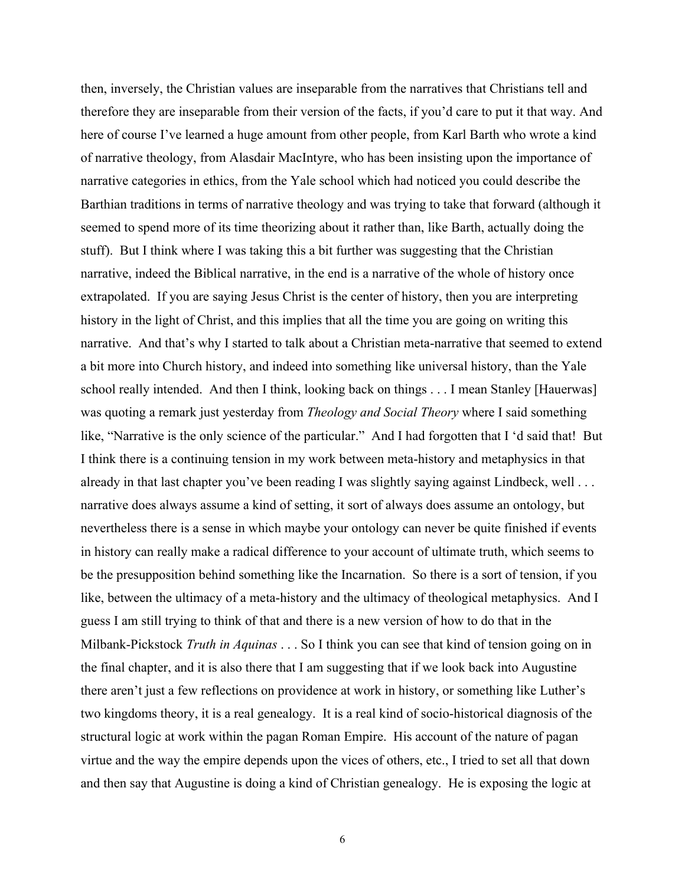then, inversely, the Christian values are inseparable from the narratives that Christians tell and therefore they are inseparable from their version of the facts, if you'd care to put it that way. And here of course I've learned a huge amount from other people, from Karl Barth who wrote a kind of narrative theology, from Alasdair MacIntyre, who has been insisting upon the importance of narrative categories in ethics, from the Yale school which had noticed you could describe the Barthian traditions in terms of narrative theology and was trying to take that forward (although it seemed to spend more of its time theorizing about it rather than, like Barth, actually doing the stuff). But I think where I was taking this a bit further was suggesting that the Christian narrative, indeed the Biblical narrative, in the end is a narrative of the whole of history once extrapolated. If you are saying Jesus Christ is the center of history, then you are interpreting history in the light of Christ, and this implies that all the time you are going on writing this narrative. And that's why I started to talk about a Christian meta-narrative that seemed to extend a bit more into Church history, and indeed into something like universal history, than the Yale school really intended. And then I think, looking back on things . . . I mean Stanley [Hauerwas] was quoting a remark just yesterday from *Theology and Social Theory* where I said something like, "Narrative is the only science of the particular." And I had forgotten that I 'd said that! But I think there is a continuing tension in my work between meta-history and metaphysics in that already in that last chapter you've been reading I was slightly saying against Lindbeck, well . . . narrative does always assume a kind of setting, it sort of always does assume an ontology, but nevertheless there is a sense in which maybe your ontology can never be quite finished if events in history can really make a radical difference to your account of ultimate truth, which seems to be the presupposition behind something like the Incarnation. So there is a sort of tension, if you like, between the ultimacy of a meta-history and the ultimacy of theological metaphysics. And I guess I am still trying to think of that and there is a new version of how to do that in the Milbank-Pickstock *Truth in Aquinas* . . . So I think you can see that kind of tension going on in the final chapter, and it is also there that I am suggesting that if we look back into Augustine there aren't just a few reflections on providence at work in history, or something like Luther's two kingdoms theory, it is a real genealogy. It is a real kind of socio-historical diagnosis of the structural logic at work within the pagan Roman Empire. His account of the nature of pagan virtue and the way the empire depends upon the vices of others, etc., I tried to set all that down and then say that Augustine is doing a kind of Christian genealogy. He is exposing the logic at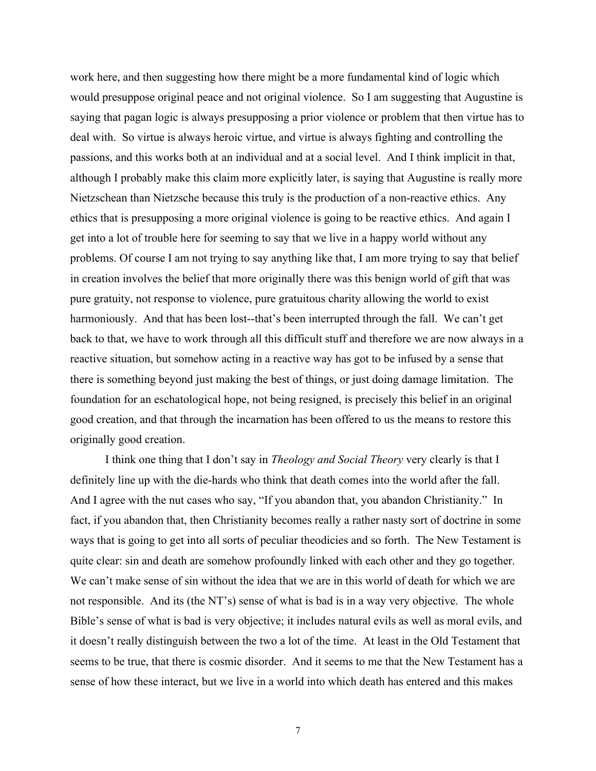work here, and then suggesting how there might be a more fundamental kind of logic which would presuppose original peace and not original violence. So I am suggesting that Augustine is saying that pagan logic is always presupposing a prior violence or problem that then virtue has to deal with. So virtue is always heroic virtue, and virtue is always fighting and controlling the passions, and this works both at an individual and at a social level. And I think implicit in that, although I probably make this claim more explicitly later, is saying that Augustine is really more Nietzschean than Nietzsche because this truly is the production of a non-reactive ethics. Any ethics that is presupposing a more original violence is going to be reactive ethics. And again I get into a lot of trouble here for seeming to say that we live in a happy world without any problems. Of course I am not trying to say anything like that, I am more trying to say that belief in creation involves the belief that more originally there was this benign world of gift that was pure gratuity, not response to violence, pure gratuitous charity allowing the world to exist harmoniously. And that has been lost--that's been interrupted through the fall. We can't get back to that, we have to work through all this difficult stuff and therefore we are now always in a reactive situation, but somehow acting in a reactive way has got to be infused by a sense that there is something beyond just making the best of things, or just doing damage limitation. The foundation for an eschatological hope, not being resigned, is precisely this belief in an original good creation, and that through the incarnation has been offered to us the means to restore this originally good creation.

I think one thing that I don't say in *Theology and Social Theory* very clearly is that I definitely line up with the die-hards who think that death comes into the world after the fall. And I agree with the nut cases who say, "If you abandon that, you abandon Christianity." In fact, if you abandon that, then Christianity becomes really a rather nasty sort of doctrine in some ways that is going to get into all sorts of peculiar theodicies and so forth. The New Testament is quite clear: sin and death are somehow profoundly linked with each other and they go together. We can't make sense of sin without the idea that we are in this world of death for which we are not responsible. And its (the NT's) sense of what is bad is in a way very objective. The whole Bible's sense of what is bad is very objective; it includes natural evils as well as moral evils, and it doesn't really distinguish between the two a lot of the time. At least in the Old Testament that seems to be true, that there is cosmic disorder. And it seems to me that the New Testament has a sense of how these interact, but we live in a world into which death has entered and this makes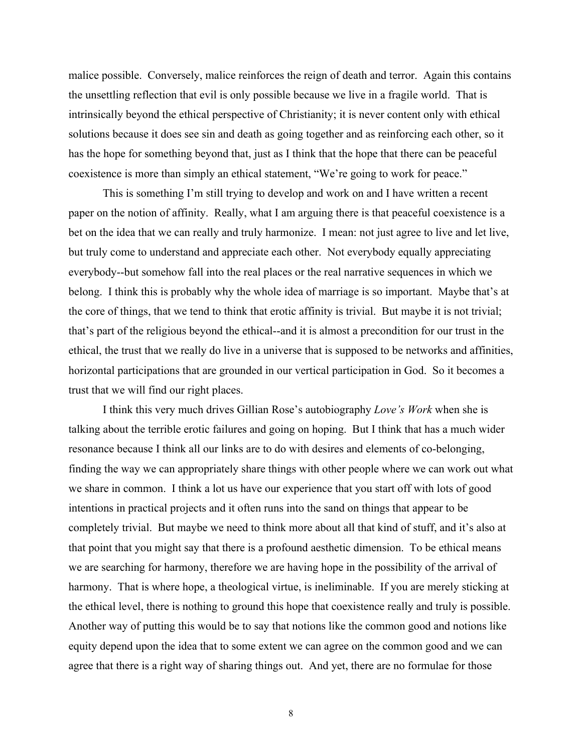malice possible. Conversely, malice reinforces the reign of death and terror. Again this contains the unsettling reflection that evil is only possible because we live in a fragile world. That is intrinsically beyond the ethical perspective of Christianity; it is never content only with ethical solutions because it does see sin and death as going together and as reinforcing each other, so it has the hope for something beyond that, just as I think that the hope that there can be peaceful coexistence is more than simply an ethical statement, "We're going to work for peace."

This is something I'm still trying to develop and work on and I have written a recent paper on the notion of affinity. Really, what I am arguing there is that peaceful coexistence is a bet on the idea that we can really and truly harmonize. I mean: not just agree to live and let live, but truly come to understand and appreciate each other. Not everybody equally appreciating everybody--but somehow fall into the real places or the real narrative sequences in which we belong. I think this is probably why the whole idea of marriage is so important. Maybe that's at the core of things, that we tend to think that erotic affinity is trivial. But maybe it is not trivial; that's part of the religious beyond the ethical--and it is almost a precondition for our trust in the ethical, the trust that we really do live in a universe that is supposed to be networks and affinities, horizontal participations that are grounded in our vertical participation in God. So it becomes a trust that we will find our right places.

I think this very much drives Gillian Rose's autobiography *Love's Work* when she is talking about the terrible erotic failures and going on hoping. But I think that has a much wider resonance because I think all our links are to do with desires and elements of co-belonging, finding the way we can appropriately share things with other people where we can work out what we share in common. I think a lot us have our experience that you start off with lots of good intentions in practical projects and it often runs into the sand on things that appear to be completely trivial. But maybe we need to think more about all that kind of stuff, and it's also at that point that you might say that there is a profound aesthetic dimension. To be ethical means we are searching for harmony, therefore we are having hope in the possibility of the arrival of harmony. That is where hope, a theological virtue, is ineliminable. If you are merely sticking at the ethical level, there is nothing to ground this hope that coexistence really and truly is possible. Another way of putting this would be to say that notions like the common good and notions like equity depend upon the idea that to some extent we can agree on the common good and we can agree that there is a right way of sharing things out. And yet, there are no formulae for those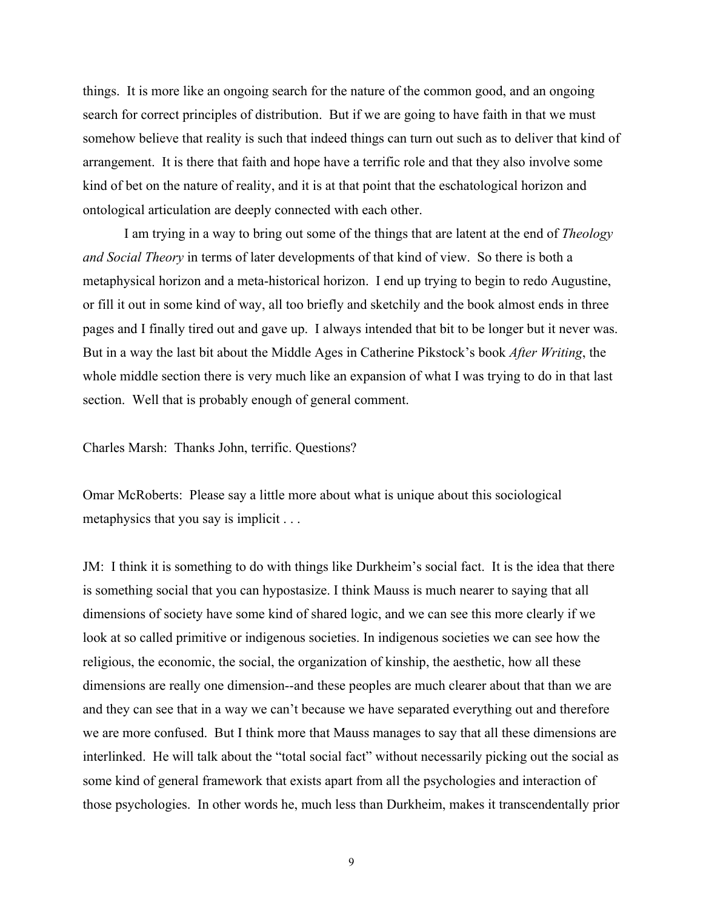things. It is more like an ongoing search for the nature of the common good, and an ongoing search for correct principles of distribution. But if we are going to have faith in that we must somehow believe that reality is such that indeed things can turn out such as to deliver that kind of arrangement. It is there that faith and hope have a terrific role and that they also involve some kind of bet on the nature of reality, and it is at that point that the eschatological horizon and ontological articulation are deeply connected with each other.

I am trying in a way to bring out some of the things that are latent at the end of *Theology and Social Theory* in terms of later developments of that kind of view. So there is both a metaphysical horizon and a meta-historical horizon. I end up trying to begin to redo Augustine, or fill it out in some kind of way, all too briefly and sketchily and the book almost ends in three pages and I finally tired out and gave up. I always intended that bit to be longer but it never was. But in a way the last bit about the Middle Ages in Catherine Pikstock's book *After Writing*, the whole middle section there is very much like an expansion of what I was trying to do in that last section. Well that is probably enough of general comment.

Charles Marsh: Thanks John, terrific. Questions?

Omar McRoberts: Please say a little more about what is unique about this sociological metaphysics that you say is implicit . . .

JM: I think it is something to do with things like Durkheim's social fact. It is the idea that there is something social that you can hypostasize. I think Mauss is much nearer to saying that all dimensions of society have some kind of shared logic, and we can see this more clearly if we look at so called primitive or indigenous societies. In indigenous societies we can see how the religious, the economic, the social, the organization of kinship, the aesthetic, how all these dimensions are really one dimension--and these peoples are much clearer about that than we are and they can see that in a way we can't because we have separated everything out and therefore we are more confused. But I think more that Mauss manages to say that all these dimensions are interlinked. He will talk about the "total social fact" without necessarily picking out the social as some kind of general framework that exists apart from all the psychologies and interaction of those psychologies. In other words he, much less than Durkheim, makes it transcendentally prior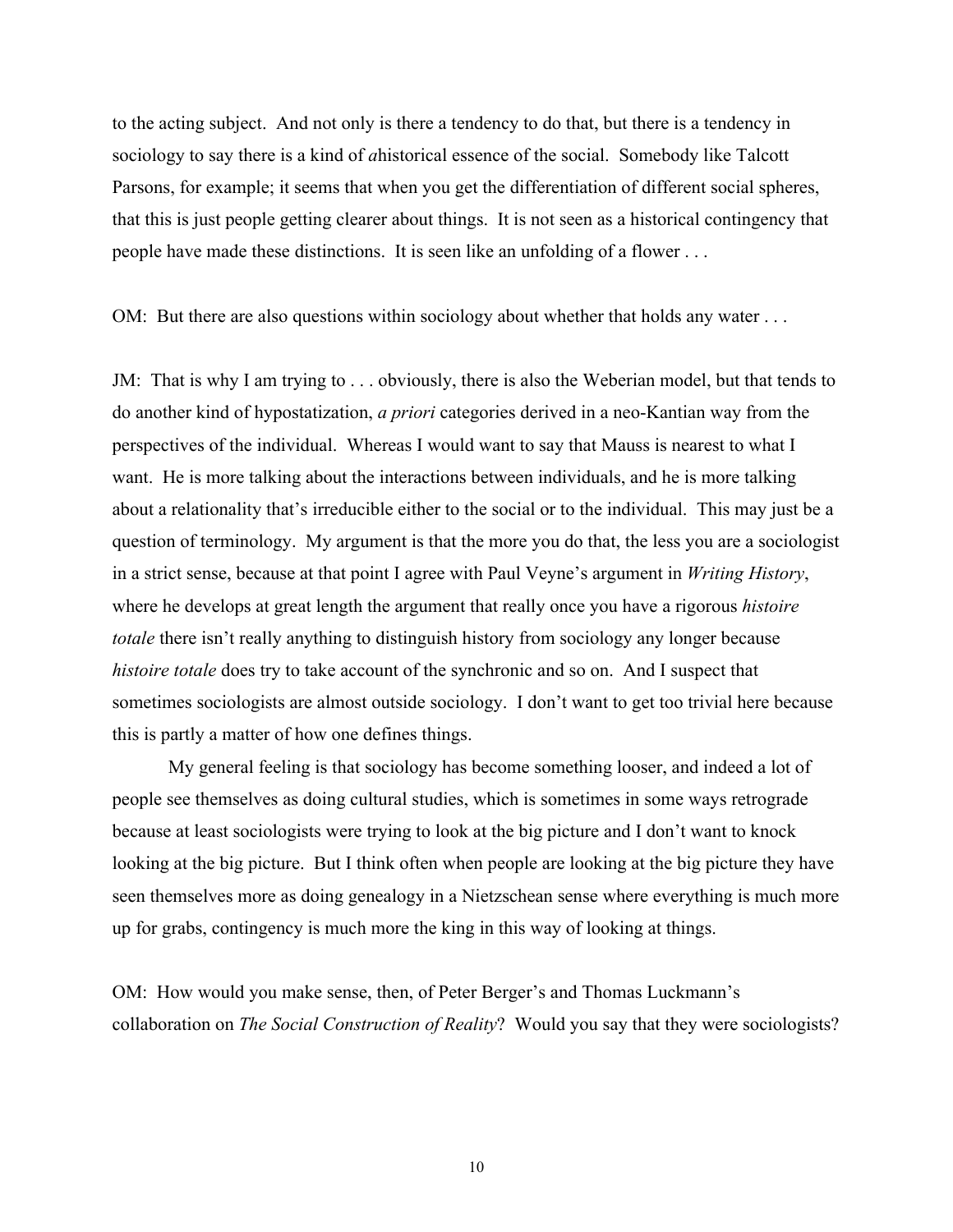to the acting subject. And not only is there a tendency to do that, but there is a tendency in sociology to say there is a kind of *a*historical essence of the social. Somebody like Talcott Parsons, for example; it seems that when you get the differentiation of different social spheres, that this is just people getting clearer about things. It is not seen as a historical contingency that people have made these distinctions. It is seen like an unfolding of a flower . . .

OM: But there are also questions within sociology about whether that holds any water . . .

JM: That is why I am trying to . . . obviously, there is also the Weberian model, but that tends to do another kind of hypostatization, *a priori* categories derived in a neo-Kantian way from the perspectives of the individual. Whereas I would want to say that Mauss is nearest to what I want. He is more talking about the interactions between individuals, and he is more talking about a relationality that's irreducible either to the social or to the individual. This may just be a question of terminology. My argument is that the more you do that, the less you are a sociologist in a strict sense, because at that point I agree with Paul Veyne's argument in *Writing History*, where he develops at great length the argument that really once you have a rigorous *histoire totale* there isn't really anything to distinguish history from sociology any longer because *histoire totale* does try to take account of the synchronic and so on. And I suspect that sometimes sociologists are almost outside sociology. I don't want to get too trivial here because this is partly a matter of how one defines things.

My general feeling is that sociology has become something looser, and indeed a lot of people see themselves as doing cultural studies, which is sometimes in some ways retrograde because at least sociologists were trying to look at the big picture and I don't want to knock looking at the big picture. But I think often when people are looking at the big picture they have seen themselves more as doing genealogy in a Nietzschean sense where everything is much more up for grabs, contingency is much more the king in this way of looking at things.

OM: How would you make sense, then, of Peter Berger's and Thomas Luckmann's collaboration on *The Social Construction of Reality*? Would you say that they were sociologists?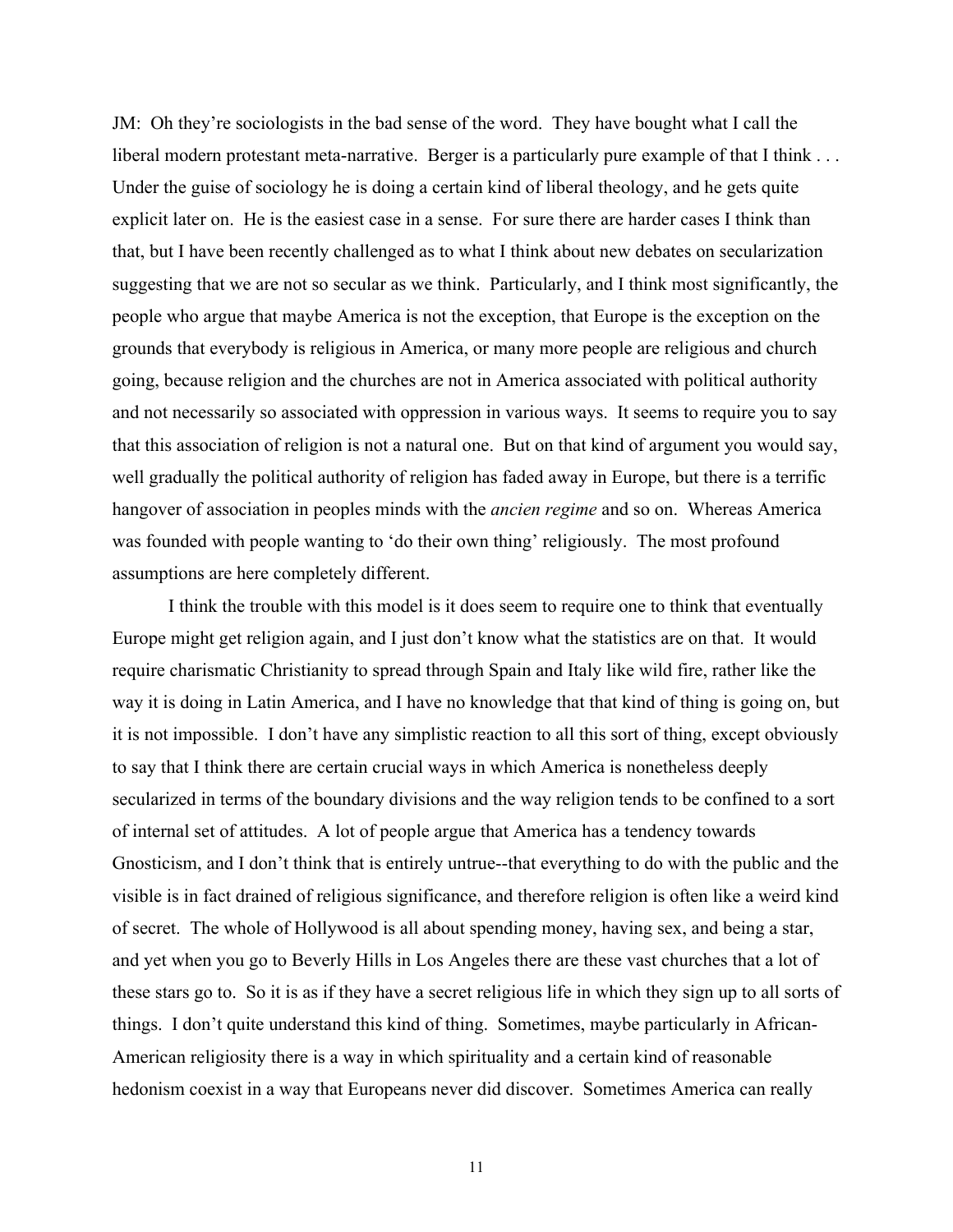JM: Oh they're sociologists in the bad sense of the word. They have bought what I call the liberal modern protestant meta-narrative. Berger is a particularly pure example of that I think . . . Under the guise of sociology he is doing a certain kind of liberal theology, and he gets quite explicit later on. He is the easiest case in a sense. For sure there are harder cases I think than that, but I have been recently challenged as to what I think about new debates on secularization suggesting that we are not so secular as we think. Particularly, and I think most significantly, the people who argue that maybe America is not the exception, that Europe is the exception on the grounds that everybody is religious in America, or many more people are religious and church going, because religion and the churches are not in America associated with political authority and not necessarily so associated with oppression in various ways. It seems to require you to say that this association of religion is not a natural one. But on that kind of argument you would say, well gradually the political authority of religion has faded away in Europe, but there is a terrific hangover of association in peoples minds with the *ancien regime* and so on. Whereas America was founded with people wanting to 'do their own thing' religiously. The most profound assumptions are here completely different.

I think the trouble with this model is it does seem to require one to think that eventually Europe might get religion again, and I just don't know what the statistics are on that. It would require charismatic Christianity to spread through Spain and Italy like wild fire, rather like the way it is doing in Latin America, and I have no knowledge that that kind of thing is going on, but it is not impossible. I don't have any simplistic reaction to all this sort of thing, except obviously to say that I think there are certain crucial ways in which America is nonetheless deeply secularized in terms of the boundary divisions and the way religion tends to be confined to a sort of internal set of attitudes. A lot of people argue that America has a tendency towards Gnosticism, and I don't think that is entirely untrue--that everything to do with the public and the visible is in fact drained of religious significance, and therefore religion is often like a weird kind of secret. The whole of Hollywood is all about spending money, having sex, and being a star, and yet when you go to Beverly Hills in Los Angeles there are these vast churches that a lot of these stars go to. So it is as if they have a secret religious life in which they sign up to all sorts of things. I don't quite understand this kind of thing. Sometimes, maybe particularly in African-American religiosity there is a way in which spirituality and a certain kind of reasonable hedonism coexist in a way that Europeans never did discover. Sometimes America can really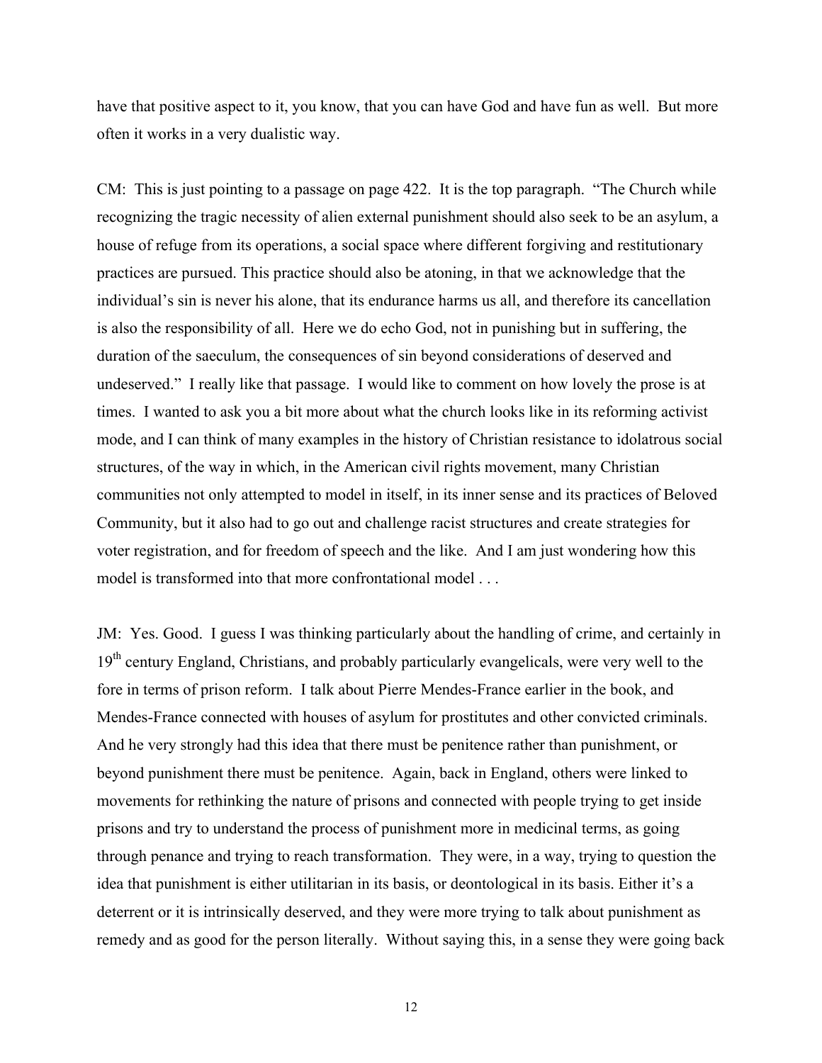have that positive aspect to it, you know, that you can have God and have fun as well. But more often it works in a very dualistic way.

CM: This is just pointing to a passage on page 422. It is the top paragraph. "The Church while recognizing the tragic necessity of alien external punishment should also seek to be an asylum, a house of refuge from its operations, a social space where different forgiving and restitutionary practices are pursued. This practice should also be atoning, in that we acknowledge that the individual's sin is never his alone, that its endurance harms us all, and therefore its cancellation is also the responsibility of all. Here we do echo God, not in punishing but in suffering, the duration of the saeculum, the consequences of sin beyond considerations of deserved and undeserved." I really like that passage. I would like to comment on how lovely the prose is at times. I wanted to ask you a bit more about what the church looks like in its reforming activist mode, and I can think of many examples in the history of Christian resistance to idolatrous social structures, of the way in which, in the American civil rights movement, many Christian communities not only attempted to model in itself, in its inner sense and its practices of Beloved Community, but it also had to go out and challenge racist structures and create strategies for voter registration, and for freedom of speech and the like. And I am just wondering how this model is transformed into that more confrontational model . . .

JM: Yes. Good. I guess I was thinking particularly about the handling of crime, and certainly in 19th century England, Christians, and probably particularly evangelicals, were very well to the fore in terms of prison reform. I talk about Pierre Mendes-France earlier in the book, and Mendes-France connected with houses of asylum for prostitutes and other convicted criminals. And he very strongly had this idea that there must be penitence rather than punishment, or beyond punishment there must be penitence. Again, back in England, others were linked to movements for rethinking the nature of prisons and connected with people trying to get inside prisons and try to understand the process of punishment more in medicinal terms, as going through penance and trying to reach transformation. They were, in a way, trying to question the idea that punishment is either utilitarian in its basis, or deontological in its basis. Either it's a deterrent or it is intrinsically deserved, and they were more trying to talk about punishment as remedy and as good for the person literally. Without saying this, in a sense they were going back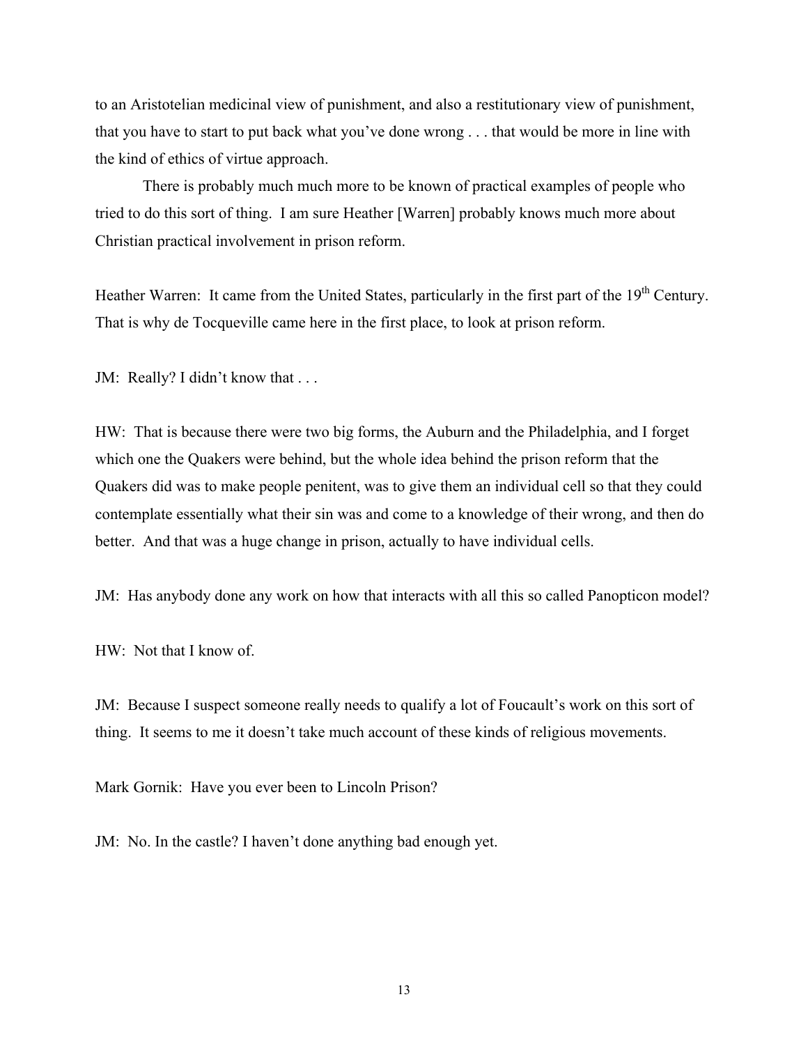to an Aristotelian medicinal view of punishment, and also a restitutionary view of punishment, that you have to start to put back what you've done wrong . . . that would be more in line with the kind of ethics of virtue approach.

There is probably much much more to be known of practical examples of people who tried to do this sort of thing. I am sure Heather [Warren] probably knows much more about Christian practical involvement in prison reform.

Heather Warren: It came from the United States, particularly in the first part of the 19th Century. That is why de Tocqueville came here in the first place, to look at prison reform.

JM: Really? I didn't know that . . .

HW: That is because there were two big forms, the Auburn and the Philadelphia, and I forget which one the Quakers were behind, but the whole idea behind the prison reform that the Quakers did was to make people penitent, was to give them an individual cell so that they could contemplate essentially what their sin was and come to a knowledge of their wrong, and then do better. And that was a huge change in prison, actually to have individual cells.

JM: Has anybody done any work on how that interacts with all this so called Panopticon model?

HW: Not that I know of.

JM: Because I suspect someone really needs to qualify a lot of Foucault's work on this sort of thing. It seems to me it doesn't take much account of these kinds of religious movements.

Mark Gornik: Have you ever been to Lincoln Prison?

JM: No. In the castle? I haven't done anything bad enough yet.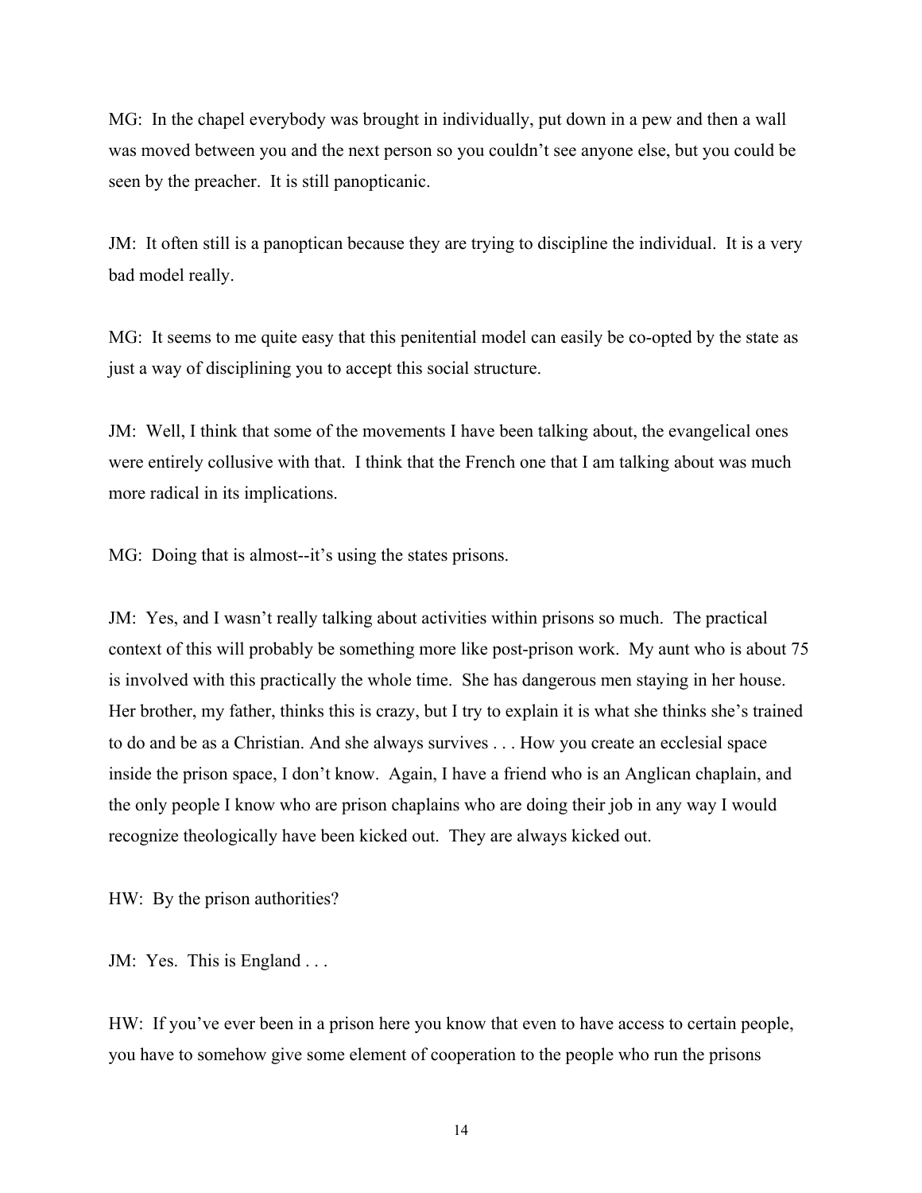MG: In the chapel everybody was brought in individually, put down in a pew and then a wall was moved between you and the next person so you couldn't see anyone else, but you could be seen by the preacher. It is still panopticanic.

JM: It often still is a panoptican because they are trying to discipline the individual. It is a very bad model really.

MG: It seems to me quite easy that this penitential model can easily be co-opted by the state as just a way of disciplining you to accept this social structure.

JM: Well, I think that some of the movements I have been talking about, the evangelical ones were entirely collusive with that. I think that the French one that I am talking about was much more radical in its implications.

MG: Doing that is almost--it's using the states prisons.

JM: Yes, and I wasn't really talking about activities within prisons so much. The practical context of this will probably be something more like post-prison work. My aunt who is about 75 is involved with this practically the whole time. She has dangerous men staying in her house. Her brother, my father, thinks this is crazy, but I try to explain it is what she thinks she's trained to do and be as a Christian. And she always survives . . . How you create an ecclesial space inside the prison space, I don't know. Again, I have a friend who is an Anglican chaplain, and the only people I know who are prison chaplains who are doing their job in any way I would recognize theologically have been kicked out. They are always kicked out.

HW: By the prison authorities?

JM: Yes. This is England . . .

HW: If you've ever been in a prison here you know that even to have access to certain people, you have to somehow give some element of cooperation to the people who run the prisons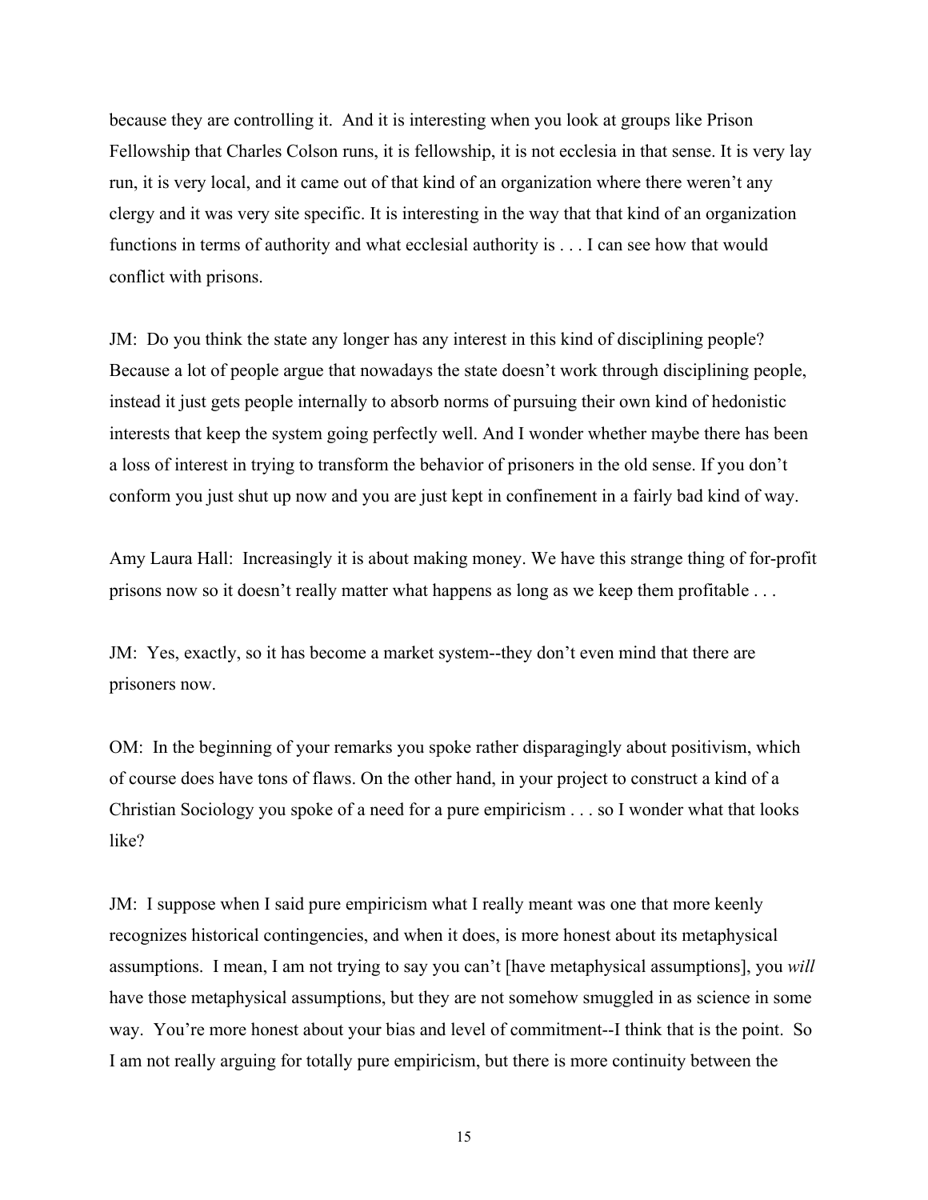because they are controlling it. And it is interesting when you look at groups like Prison Fellowship that Charles Colson runs, it is fellowship, it is not ecclesia in that sense. It is very lay run, it is very local, and it came out of that kind of an organization where there weren't any clergy and it was very site specific. It is interesting in the way that that kind of an organization functions in terms of authority and what ecclesial authority is . . . I can see how that would conflict with prisons.

JM: Do you think the state any longer has any interest in this kind of disciplining people? Because a lot of people argue that nowadays the state doesn't work through disciplining people, instead it just gets people internally to absorb norms of pursuing their own kind of hedonistic interests that keep the system going perfectly well. And I wonder whether maybe there has been a loss of interest in trying to transform the behavior of prisoners in the old sense. If you don't conform you just shut up now and you are just kept in confinement in a fairly bad kind of way.

Amy Laura Hall: Increasingly it is about making money. We have this strange thing of for-profit prisons now so it doesn't really matter what happens as long as we keep them profitable . . .

JM: Yes, exactly, so it has become a market system--they don't even mind that there are prisoners now.

OM: In the beginning of your remarks you spoke rather disparagingly about positivism, which of course does have tons of flaws. On the other hand, in your project to construct a kind of a Christian Sociology you spoke of a need for a pure empiricism . . . so I wonder what that looks like?

JM: I suppose when I said pure empiricism what I really meant was one that more keenly recognizes historical contingencies, and when it does, is more honest about its metaphysical assumptions. I mean, I am not trying to say you can't [have metaphysical assumptions], you *will* have those metaphysical assumptions, but they are not somehow smuggled in as science in some way. You're more honest about your bias and level of commitment--I think that is the point. So I am not really arguing for totally pure empiricism, but there is more continuity between the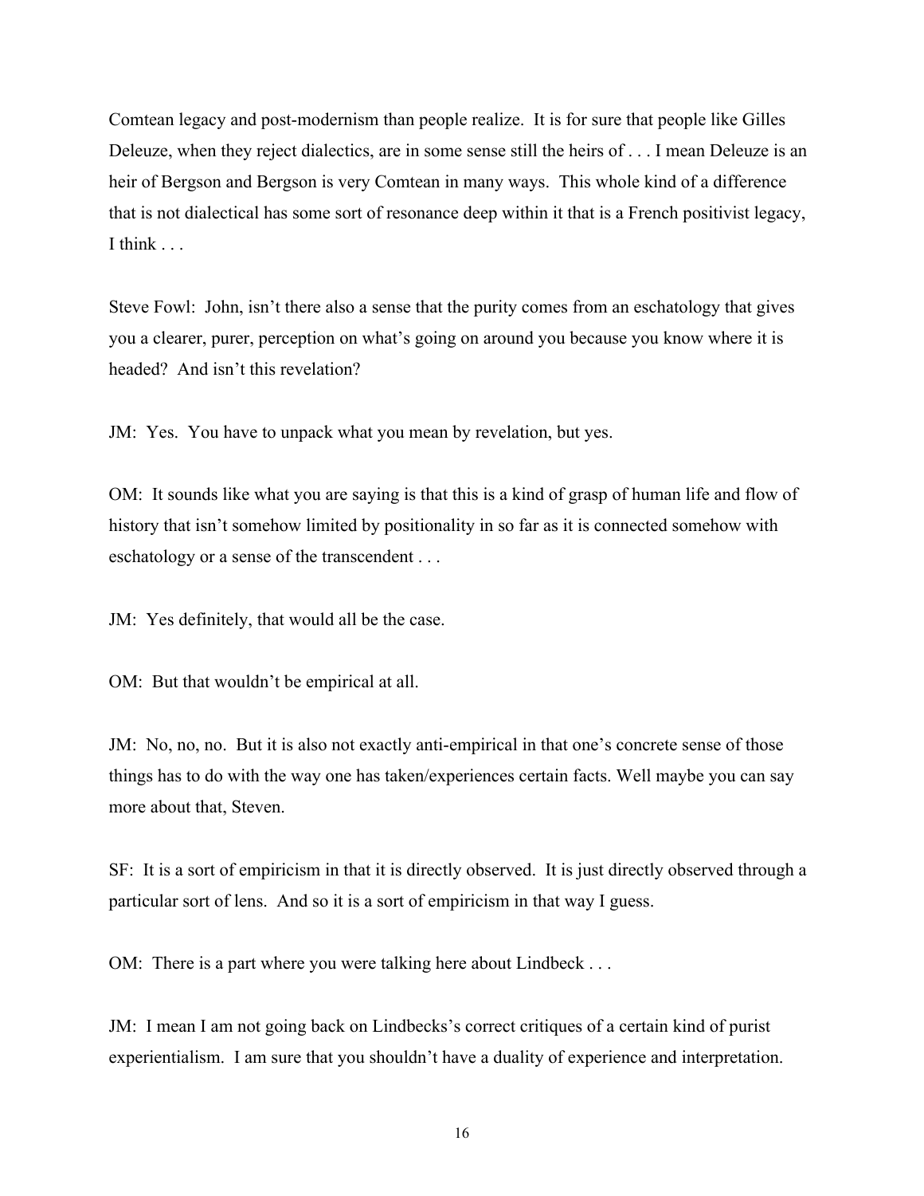Comtean legacy and post-modernism than people realize. It is for sure that people like Gilles Deleuze, when they reject dialectics, are in some sense still the heirs of . . . I mean Deleuze is an heir of Bergson and Bergson is very Comtean in many ways. This whole kind of a difference that is not dialectical has some sort of resonance deep within it that is a French positivist legacy, I think . . .

Steve Fowl: John, isn't there also a sense that the purity comes from an eschatology that gives you a clearer, purer, perception on what's going on around you because you know where it is headed? And isn't this revelation?

JM: Yes. You have to unpack what you mean by revelation, but yes.

OM: It sounds like what you are saying is that this is a kind of grasp of human life and flow of history that isn't somehow limited by positionality in so far as it is connected somehow with eschatology or a sense of the transcendent . . .

JM: Yes definitely, that would all be the case.

OM: But that wouldn't be empirical at all.

JM: No, no, no. But it is also not exactly anti-empirical in that one's concrete sense of those things has to do with the way one has taken/experiences certain facts. Well maybe you can say more about that, Steven.

SF: It is a sort of empiricism in that it is directly observed. It is just directly observed through a particular sort of lens. And so it is a sort of empiricism in that way I guess.

OM: There is a part where you were talking here about Lindbeck . . .

JM: I mean I am not going back on Lindbecks's correct critiques of a certain kind of purist experientialism. I am sure that you shouldn't have a duality of experience and interpretation.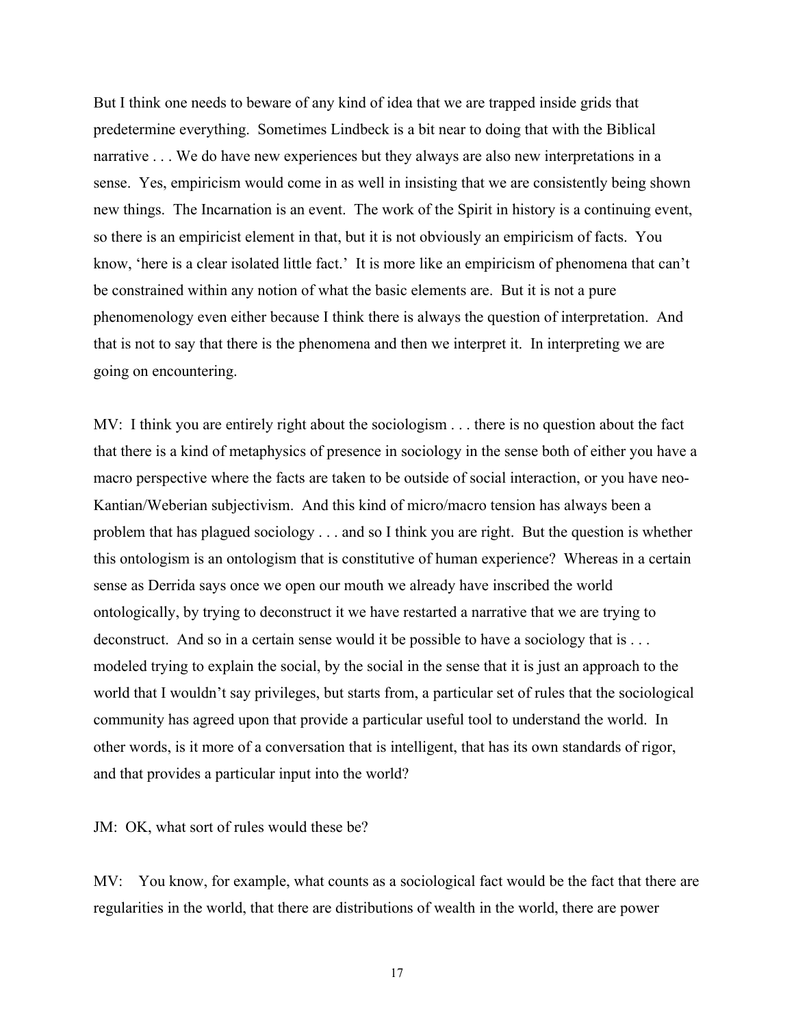But I think one needs to beware of any kind of idea that we are trapped inside grids that predetermine everything. Sometimes Lindbeck is a bit near to doing that with the Biblical narrative . . . We do have new experiences but they always are also new interpretations in a sense. Yes, empiricism would come in as well in insisting that we are consistently being shown new things. The Incarnation is an event. The work of the Spirit in history is a continuing event, so there is an empiricist element in that, but it is not obviously an empiricism of facts. You know, 'here is a clear isolated little fact.' It is more like an empiricism of phenomena that can't be constrained within any notion of what the basic elements are. But it is not a pure phenomenology even either because I think there is always the question of interpretation. And that is not to say that there is the phenomena and then we interpret it. In interpreting we are going on encountering.

MV: I think you are entirely right about the sociologism . . . there is no question about the fact that there is a kind of metaphysics of presence in sociology in the sense both of either you have a macro perspective where the facts are taken to be outside of social interaction, or you have neo-Kantian/Weberian subjectivism. And this kind of micro/macro tension has always been a problem that has plagued sociology . . . and so I think you are right. But the question is whether this ontologism is an ontologism that is constitutive of human experience? Whereas in a certain sense as Derrida says once we open our mouth we already have inscribed the world ontologically, by trying to deconstruct it we have restarted a narrative that we are trying to deconstruct. And so in a certain sense would it be possible to have a sociology that is . . . modeled trying to explain the social, by the social in the sense that it is just an approach to the world that I wouldn't say privileges, but starts from, a particular set of rules that the sociological community has agreed upon that provide a particular useful tool to understand the world. In other words, is it more of a conversation that is intelligent, that has its own standards of rigor, and that provides a particular input into the world?

JM: OK, what sort of rules would these be?

MV: You know, for example, what counts as a sociological fact would be the fact that there are regularities in the world, that there are distributions of wealth in the world, there are power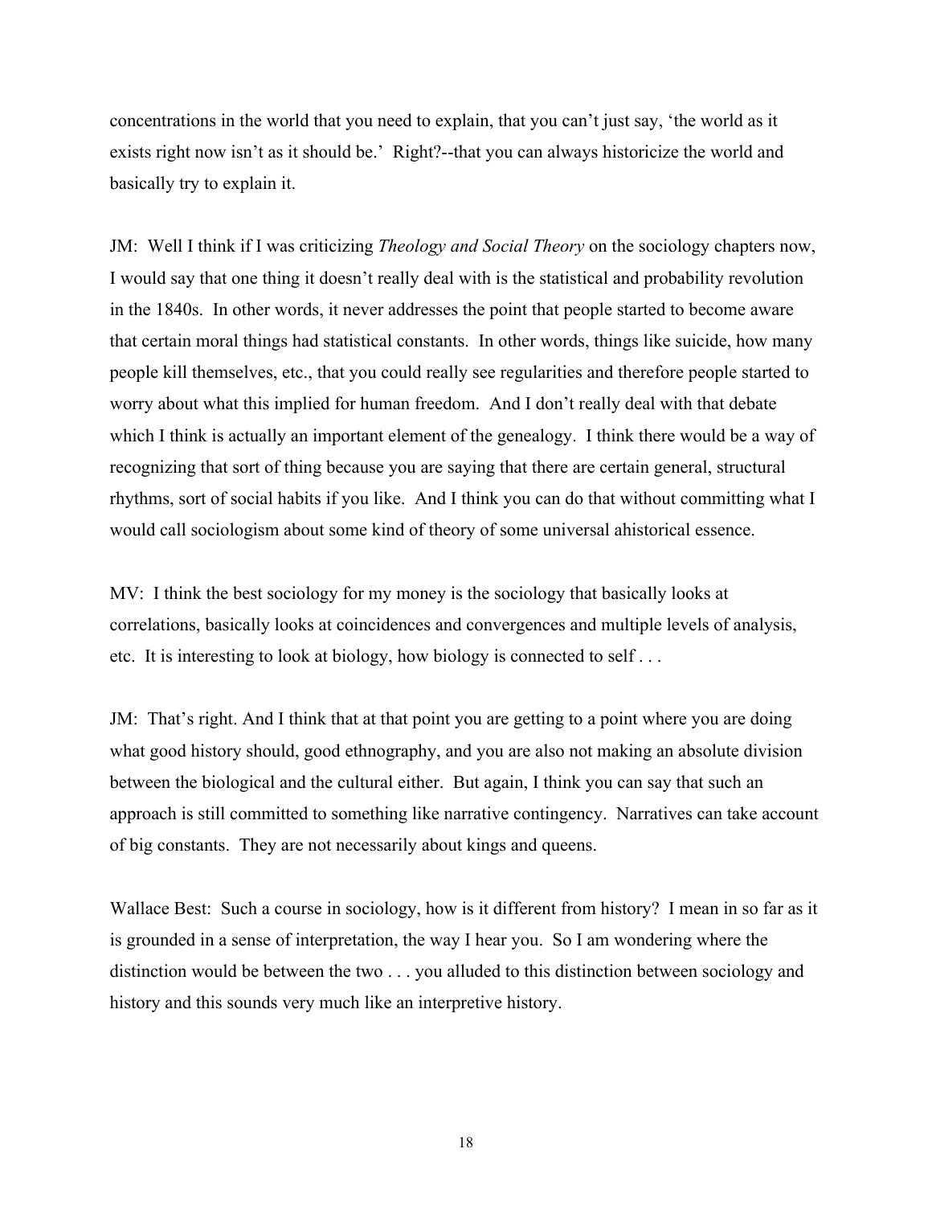concentrations in the world that you need to explain, that you can't just say, 'the world as it exists right now isn't as it should be.' Right?--that you can always historicize the world and basically try to explain it.

JM: Well I think if I was criticizing *Theology and Social Theory* on the sociology chapters now, I would say that one thing it doesn't really deal with is the statistical and probability revolution in the 1840s. In other words, it never addresses the point that people started to become aware that certain moral things had statistical constants. In other words, things like suicide, how many people kill themselves, etc., that you could really see regularities and therefore people started to worry about what this implied for human freedom. And I don't really deal with that debate which I think is actually an important element of the genealogy. I think there would be a way of recognizing that sort of thing because you are saying that there are certain general, structural rhythms, sort of social habits if you like. And I think you can do that without committing what I would call sociologism about some kind of theory of some universal ahistorical essence.

MV: I think the best sociology for my money is the sociology that basically looks at correlations, basically looks at coincidences and convergences and multiple levels of analysis, etc. It is interesting to look at biology, how biology is connected to self . . .

JM: That's right. And I think that at that point you are getting to a point where you are doing what good history should, good ethnography, and you are also not making an absolute division between the biological and the cultural either. But again, I think you can say that such an approach is still committed to something like narrative contingency. Narratives can take account of big constants. They are not necessarily about kings and queens.

Wallace Best: Such a course in sociology, how is it different from history? I mean in so far as it is grounded in a sense of interpretation, the way I hear you. So I am wondering where the distinction would be between the two . . . you alluded to this distinction between sociology and history and this sounds very much like an interpretive history.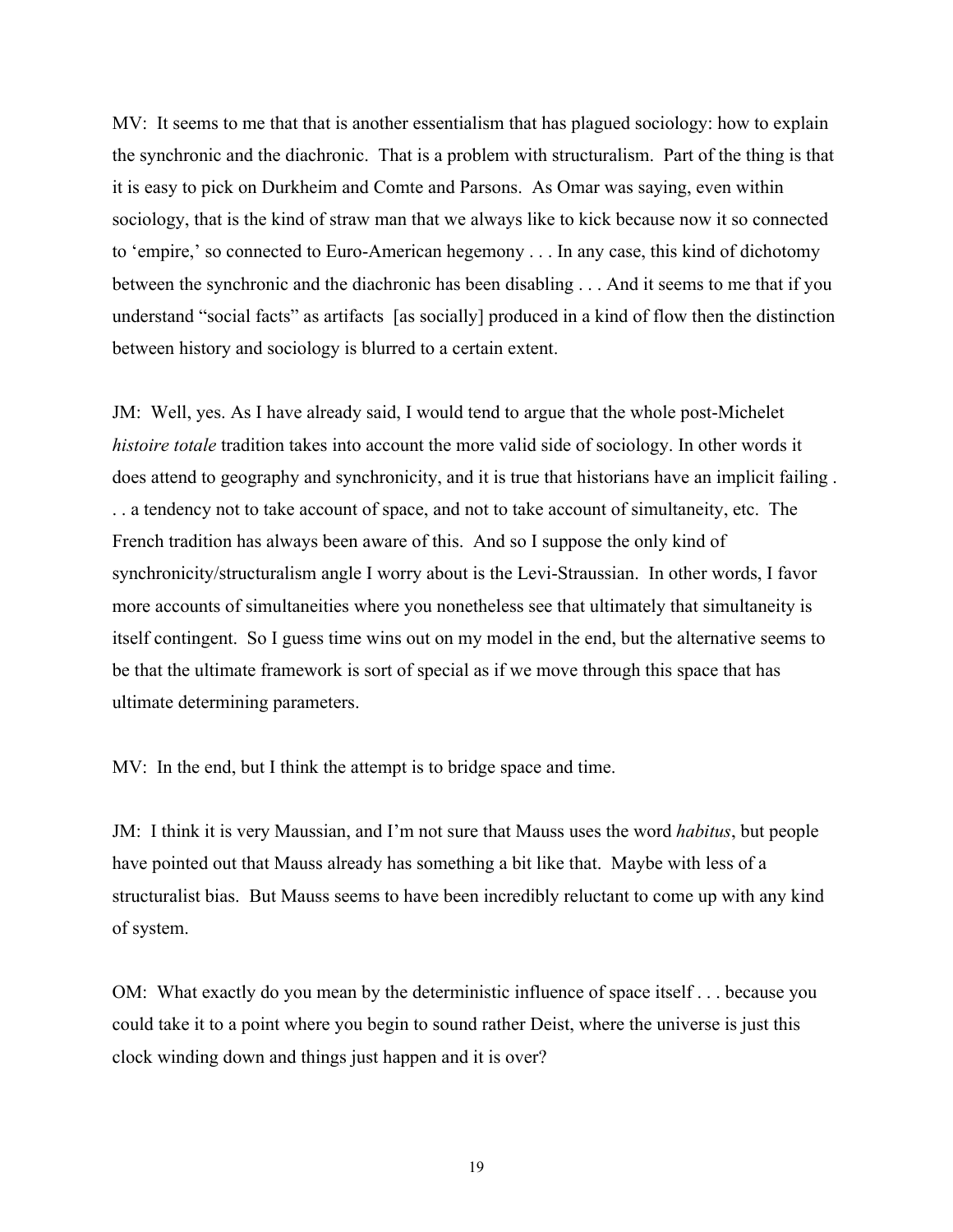MV: It seems to me that that is another essentialism that has plagued sociology: how to explain the synchronic and the diachronic. That is a problem with structuralism. Part of the thing is that it is easy to pick on Durkheim and Comte and Parsons. As Omar was saying, even within sociology, that is the kind of straw man that we always like to kick because now it so connected to 'empire,' so connected to Euro-American hegemony . . . In any case, this kind of dichotomy between the synchronic and the diachronic has been disabling . . . And it seems to me that if you understand "social facts" as artifacts [as socially] produced in a kind of flow then the distinction between history and sociology is blurred to a certain extent.

JM: Well, yes. As I have already said, I would tend to argue that the whole post-Michelet *histoire totale* tradition takes into account the more valid side of sociology. In other words it does attend to geography and synchronicity, and it is true that historians have an implicit failing . . . a tendency not to take account of space, and not to take account of simultaneity, etc. The French tradition has always been aware of this. And so I suppose the only kind of synchronicity/structuralism angle I worry about is the Levi-Straussian. In other words, I favor more accounts of simultaneities where you nonetheless see that ultimately that simultaneity is itself contingent. So I guess time wins out on my model in the end, but the alternative seems to be that the ultimate framework is sort of special as if we move through this space that has ultimate determining parameters.

MV: In the end, but I think the attempt is to bridge space and time.

JM: I think it is very Maussian, and I'm not sure that Mauss uses the word *habitus*, but people have pointed out that Mauss already has something a bit like that. Maybe with less of a structuralist bias. But Mauss seems to have been incredibly reluctant to come up with any kind of system.

OM: What exactly do you mean by the deterministic influence of space itself . . . because you could take it to a point where you begin to sound rather Deist, where the universe is just this clock winding down and things just happen and it is over?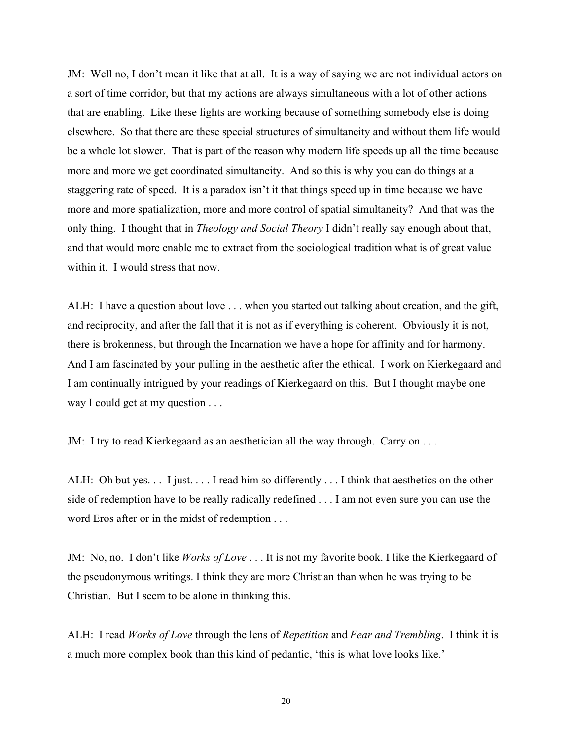JM: Well no, I don't mean it like that at all. It is a way of saying we are not individual actors on a sort of time corridor, but that my actions are always simultaneous with a lot of other actions that are enabling. Like these lights are working because of something somebody else is doing elsewhere. So that there are these special structures of simultaneity and without them life would be a whole lot slower. That is part of the reason why modern life speeds up all the time because more and more we get coordinated simultaneity. And so this is why you can do things at a staggering rate of speed. It is a paradox isn't it that things speed up in time because we have more and more spatialization, more and more control of spatial simultaneity? And that was the only thing. I thought that in *Theology and Social Theory* I didn't really say enough about that, and that would more enable me to extract from the sociological tradition what is of great value within it. I would stress that now.

ALH: I have a question about love . . . when you started out talking about creation, and the gift, and reciprocity, and after the fall that it is not as if everything is coherent. Obviously it is not, there is brokenness, but through the Incarnation we have a hope for affinity and for harmony. And I am fascinated by your pulling in the aesthetic after the ethical. I work on Kierkegaard and I am continually intrigued by your readings of Kierkegaard on this. But I thought maybe one way I could get at my question . . .

JM: I try to read Kierkegaard as an aesthetician all the way through. Carry on . . .

ALH: Oh but yes. . . I just. . . . I read him so differently . . . I think that aesthetics on the other side of redemption have to be really radically redefined . . . I am not even sure you can use the word Eros after or in the midst of redemption . . .

JM: No, no. I don't like *Works of Love* . . . It is not my favorite book. I like the Kierkegaard of the pseudonymous writings. I think they are more Christian than when he was trying to be Christian. But I seem to be alone in thinking this.

ALH: I read *Works of Love* through the lens of *Repetition* and *Fear and Trembling*. I think it is a much more complex book than this kind of pedantic, 'this is what love looks like.'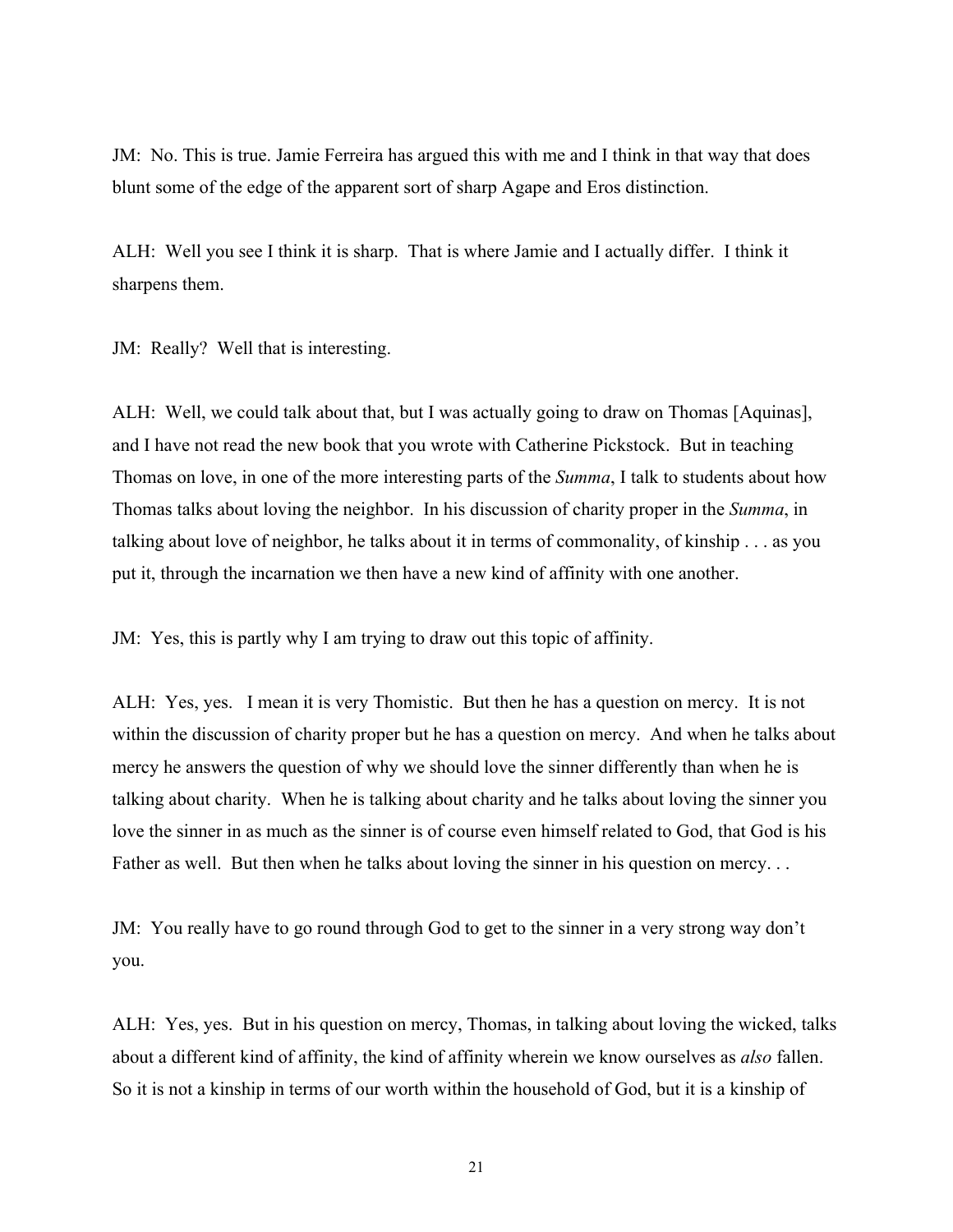JM: No. This is true. Jamie Ferreira has argued this with me and I think in that way that does blunt some of the edge of the apparent sort of sharp Agape and Eros distinction.

ALH: Well you see I think it is sharp. That is where Jamie and I actually differ. I think it sharpens them.

JM: Really? Well that is interesting.

ALH: Well, we could talk about that, but I was actually going to draw on Thomas [Aquinas], and I have not read the new book that you wrote with Catherine Pickstock. But in teaching Thomas on love, in one of the more interesting parts of the *Summa*, I talk to students about how Thomas talks about loving the neighbor. In his discussion of charity proper in the *Summa*, in talking about love of neighbor, he talks about it in terms of commonality, of kinship . . . as you put it, through the incarnation we then have a new kind of affinity with one another.

JM: Yes, this is partly why I am trying to draw out this topic of affinity.

ALH: Yes, yes. I mean it is very Thomistic. But then he has a question on mercy. It is not within the discussion of charity proper but he has a question on mercy. And when he talks about mercy he answers the question of why we should love the sinner differently than when he is talking about charity. When he is talking about charity and he talks about loving the sinner you love the sinner in as much as the sinner is of course even himself related to God, that God is his Father as well. But then when he talks about loving the sinner in his question on mercy. . .

JM: You really have to go round through God to get to the sinner in a very strong way don't you.

ALH: Yes, yes. But in his question on mercy, Thomas, in talking about loving the wicked, talks about a different kind of affinity, the kind of affinity wherein we know ourselves as *also* fallen. So it is not a kinship in terms of our worth within the household of God, but it is a kinship of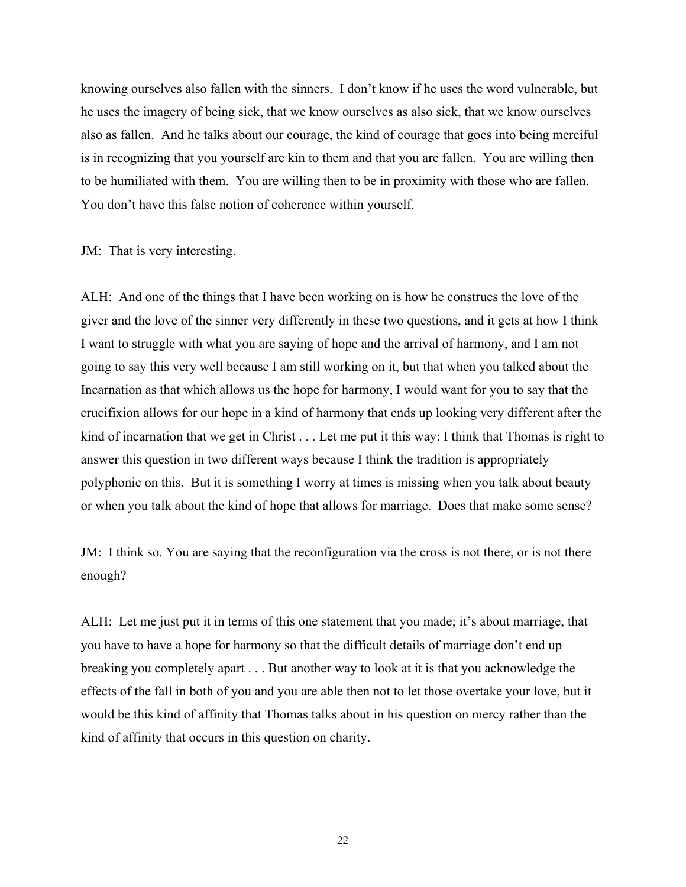knowing ourselves also fallen with the sinners. I don't know if he uses the word vulnerable, but he uses the imagery of being sick, that we know ourselves as also sick, that we know ourselves also as fallen. And he talks about our courage, the kind of courage that goes into being merciful is in recognizing that you yourself are kin to them and that you are fallen. You are willing then to be humiliated with them. You are willing then to be in proximity with those who are fallen. You don't have this false notion of coherence within yourself.

JM: That is very interesting.

ALH: And one of the things that I have been working on is how he construes the love of the giver and the love of the sinner very differently in these two questions, and it gets at how I think I want to struggle with what you are saying of hope and the arrival of harmony, and I am not going to say this very well because I am still working on it, but that when you talked about the Incarnation as that which allows us the hope for harmony, I would want for you to say that the crucifixion allows for our hope in a kind of harmony that ends up looking very different after the kind of incarnation that we get in Christ . . . Let me put it this way: I think that Thomas is right to answer this question in two different ways because I think the tradition is appropriately polyphonic on this. But it is something I worry at times is missing when you talk about beauty or when you talk about the kind of hope that allows for marriage. Does that make some sense?

JM: I think so. You are saying that the reconfiguration via the cross is not there, or is not there enough?

ALH: Let me just put it in terms of this one statement that you made; it's about marriage, that you have to have a hope for harmony so that the difficult details of marriage don't end up breaking you completely apart . . . But another way to look at it is that you acknowledge the effects of the fall in both of you and you are able then not to let those overtake your love, but it would be this kind of affinity that Thomas talks about in his question on mercy rather than the kind of affinity that occurs in this question on charity.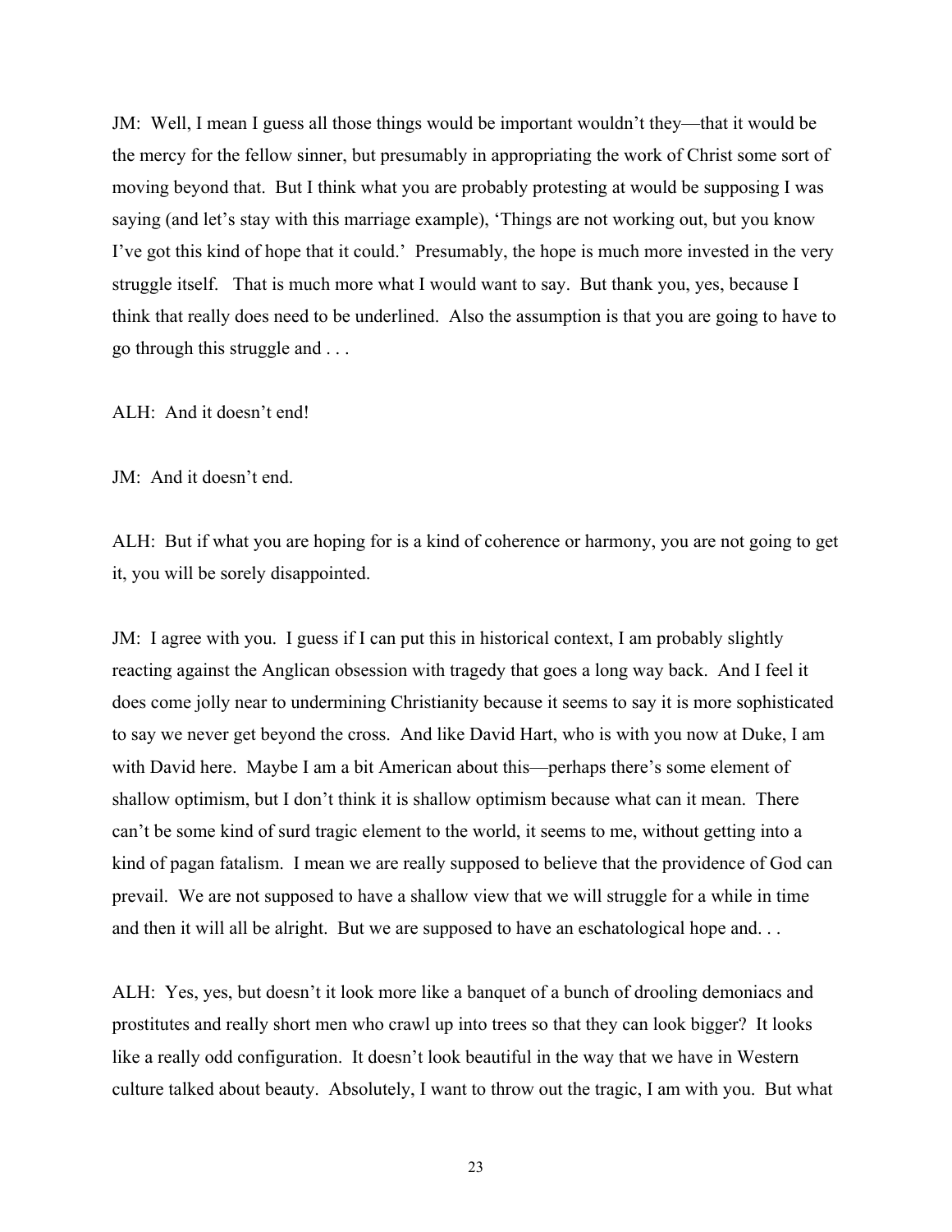JM: Well, I mean I guess all those things would be important wouldn't they—that it would be the mercy for the fellow sinner, but presumably in appropriating the work of Christ some sort of moving beyond that. But I think what you are probably protesting at would be supposing I was saying (and let's stay with this marriage example), 'Things are not working out, but you know I've got this kind of hope that it could.' Presumably, the hope is much more invested in the very struggle itself. That is much more what I would want to say. But thank you, yes, because I think that really does need to be underlined. Also the assumption is that you are going to have to go through this struggle and . . .

ALH: And it doesn't end!

JM: And it doesn't end.

ALH: But if what you are hoping for is a kind of coherence or harmony, you are not going to get it, you will be sorely disappointed.

JM: I agree with you. I guess if I can put this in historical context, I am probably slightly reacting against the Anglican obsession with tragedy that goes a long way back. And I feel it does come jolly near to undermining Christianity because it seems to say it is more sophisticated to say we never get beyond the cross. And like David Hart, who is with you now at Duke, I am with David here. Maybe I am a bit American about this—perhaps there's some element of shallow optimism, but I don't think it is shallow optimism because what can it mean. There can't be some kind of surd tragic element to the world, it seems to me, without getting into a kind of pagan fatalism. I mean we are really supposed to believe that the providence of God can prevail. We are not supposed to have a shallow view that we will struggle for a while in time and then it will all be alright. But we are supposed to have an eschatological hope and. . .

ALH: Yes, yes, but doesn't it look more like a banquet of a bunch of drooling demoniacs and prostitutes and really short men who crawl up into trees so that they can look bigger? It looks like a really odd configuration. It doesn't look beautiful in the way that we have in Western culture talked about beauty. Absolutely, I want to throw out the tragic, I am with you. But what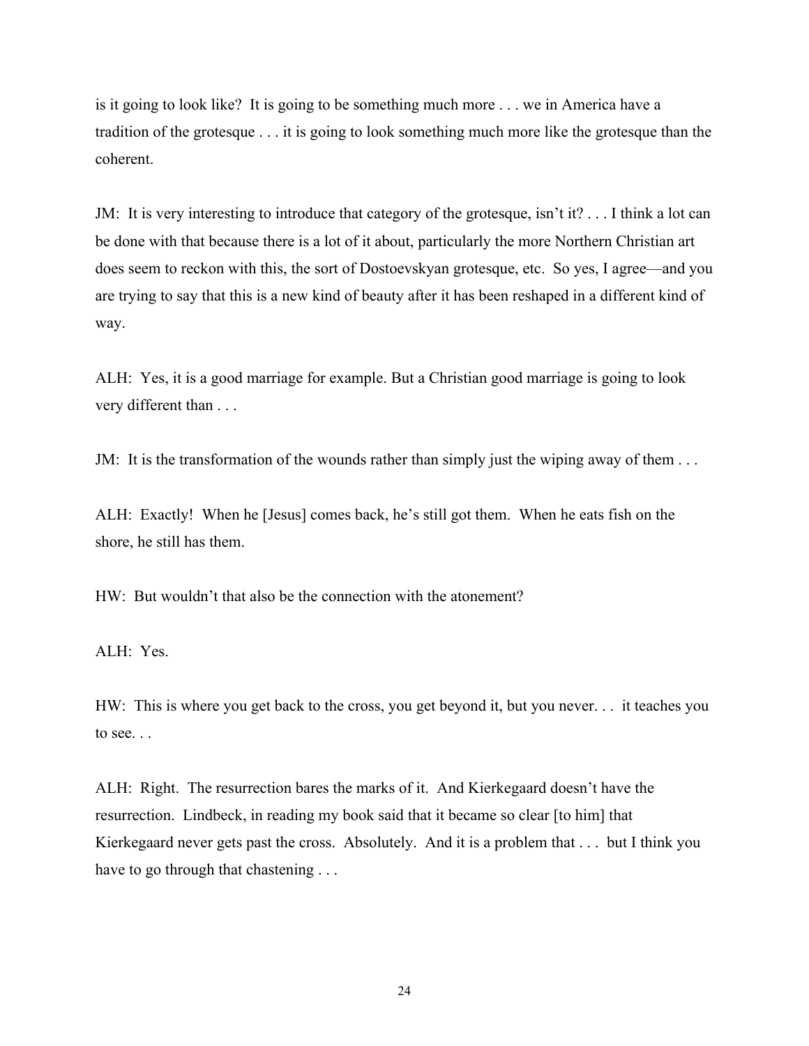is it going to look like? It is going to be something much more . . . we in America have a tradition of the grotesque . . . it is going to look something much more like the grotesque than the coherent.

JM: It is very interesting to introduce that category of the grotesque, isn't it? . . . I think a lot can be done with that because there is a lot of it about, particularly the more Northern Christian art does seem to reckon with this, the sort of Dostoevskyan grotesque, etc. So yes, I agree—and you are trying to say that this is a new kind of beauty after it has been reshaped in a different kind of way.

ALH: Yes, it is a good marriage for example. But a Christian good marriage is going to look very different than . . .

JM: It is the transformation of the wounds rather than simply just the wiping away of them . . .

ALH: Exactly! When he [Jesus] comes back, he's still got them. When he eats fish on the shore, he still has them.

HW: But wouldn't that also be the connection with the atonement?

ALH: Yes.

HW: This is where you get back to the cross, you get beyond it, but you never. . . it teaches you to see. . .

ALH: Right. The resurrection bares the marks of it. And Kierkegaard doesn't have the resurrection. Lindbeck, in reading my book said that it became so clear [to him] that Kierkegaard never gets past the cross. Absolutely. And it is a problem that . . . but I think you have to go through that chastening . . .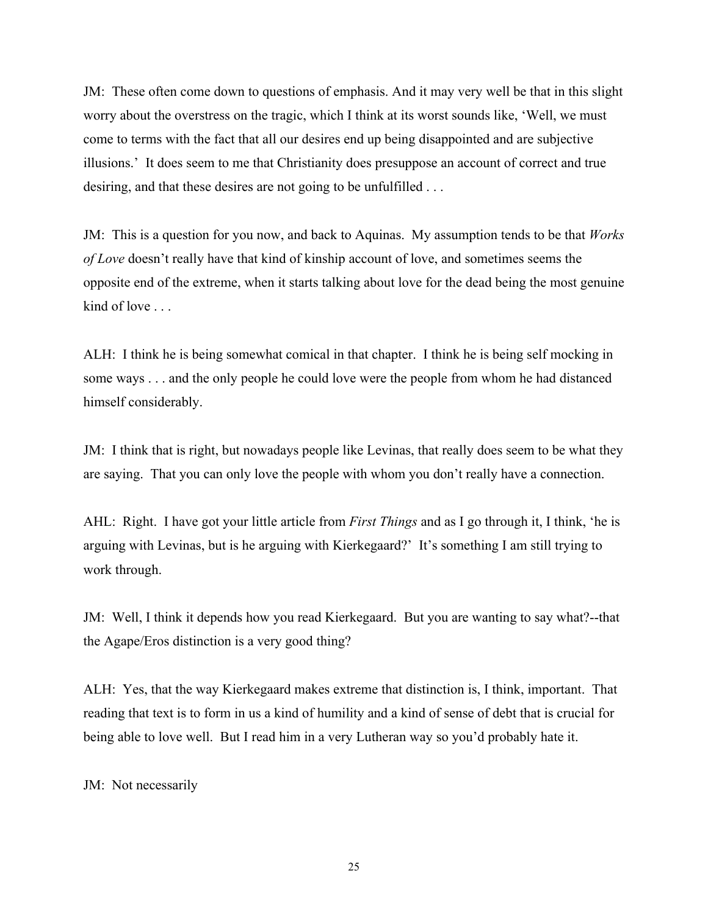JM: These often come down to questions of emphasis. And it may very well be that in this slight worry about the overstress on the tragic, which I think at its worst sounds like, 'Well, we must come to terms with the fact that all our desires end up being disappointed and are subjective illusions.' It does seem to me that Christianity does presuppose an account of correct and true desiring, and that these desires are not going to be unfulfilled . . .

JM: This is a question for you now, and back to Aquinas. My assumption tends to be that *Works of Love* doesn't really have that kind of kinship account of love, and sometimes seems the opposite end of the extreme, when it starts talking about love for the dead being the most genuine kind of love . . .

ALH: I think he is being somewhat comical in that chapter. I think he is being self mocking in some ways . . . and the only people he could love were the people from whom he had distanced himself considerably.

JM: I think that is right, but nowadays people like Levinas, that really does seem to be what they are saying. That you can only love the people with whom you don't really have a connection.

AHL: Right. I have got your little article from *First Things* and as I go through it, I think, 'he is arguing with Levinas, but is he arguing with Kierkegaard?' It's something I am still trying to work through.

JM: Well, I think it depends how you read Kierkegaard. But you are wanting to say what?--that the Agape/Eros distinction is a very good thing?

ALH: Yes, that the way Kierkegaard makes extreme that distinction is, I think, important. That reading that text is to form in us a kind of humility and a kind of sense of debt that is crucial for being able to love well. But I read him in a very Lutheran way so you'd probably hate it.

JM: Not necessarily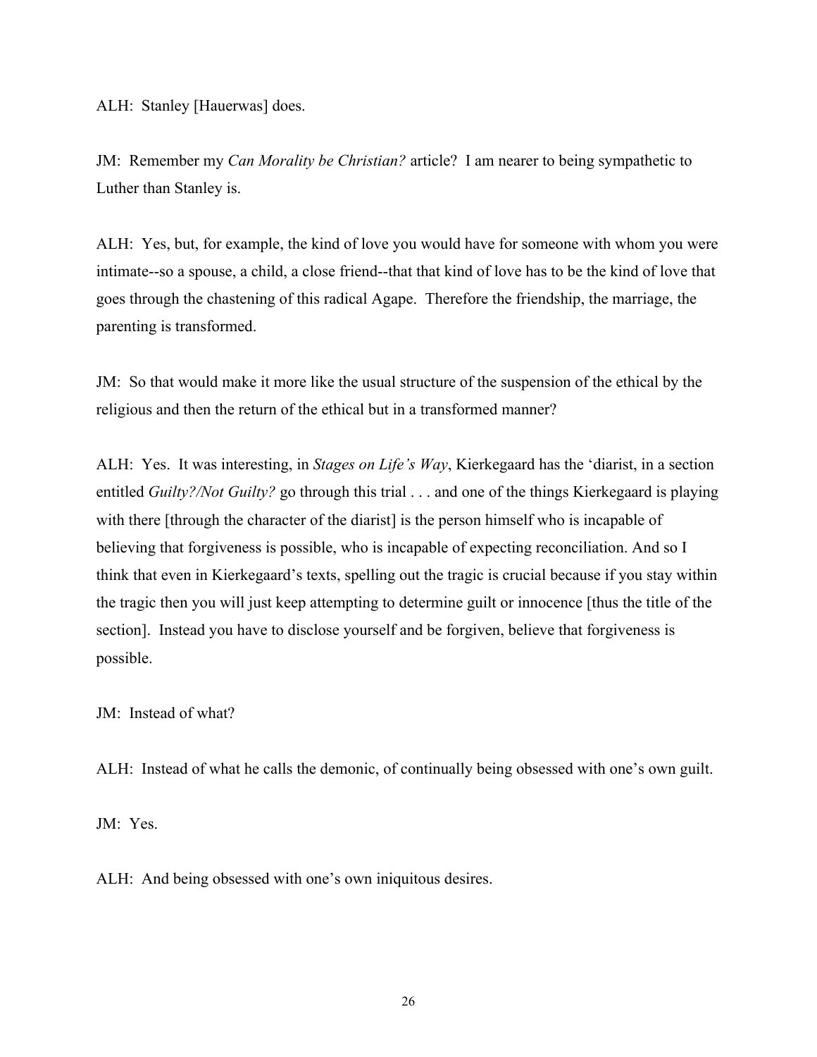ALH: Stanley [Hauerwas] does.

JM: Remember my *Can Morality be Christian?* article? I am nearer to being sympathetic to Luther than Stanley is.

ALH: Yes, but, for example, the kind of love you would have for someone with whom you were intimate--so a spouse, a child, a close friend--that that kind of love has to be the kind of love that goes through the chastening of this radical Agape. Therefore the friendship, the marriage, the parenting is transformed.

JM: So that would make it more like the usual structure of the suspension of the ethical by the religious and then the return of the ethical but in a transformed manner?

ALH: Yes. It was interesting, in *Stages on Life's Way*, Kierkegaard has the 'diarist, in a section entitled *Guilty?/Not Guilty?* go through this trial . . . and one of the things Kierkegaard is playing with there [through the character of the diarist] is the person himself who is incapable of believing that forgiveness is possible, who is incapable of expecting reconciliation. And so I think that even in Kierkegaard's texts, spelling out the tragic is crucial because if you stay within the tragic then you will just keep attempting to determine guilt or innocence [thus the title of the section]. Instead you have to disclose yourself and be forgiven, believe that forgiveness is possible.

JM: Instead of what?

ALH: Instead of what he calls the demonic, of continually being obsessed with one's own guilt.

JM: Yes.

ALH: And being obsessed with one's own iniquitous desires.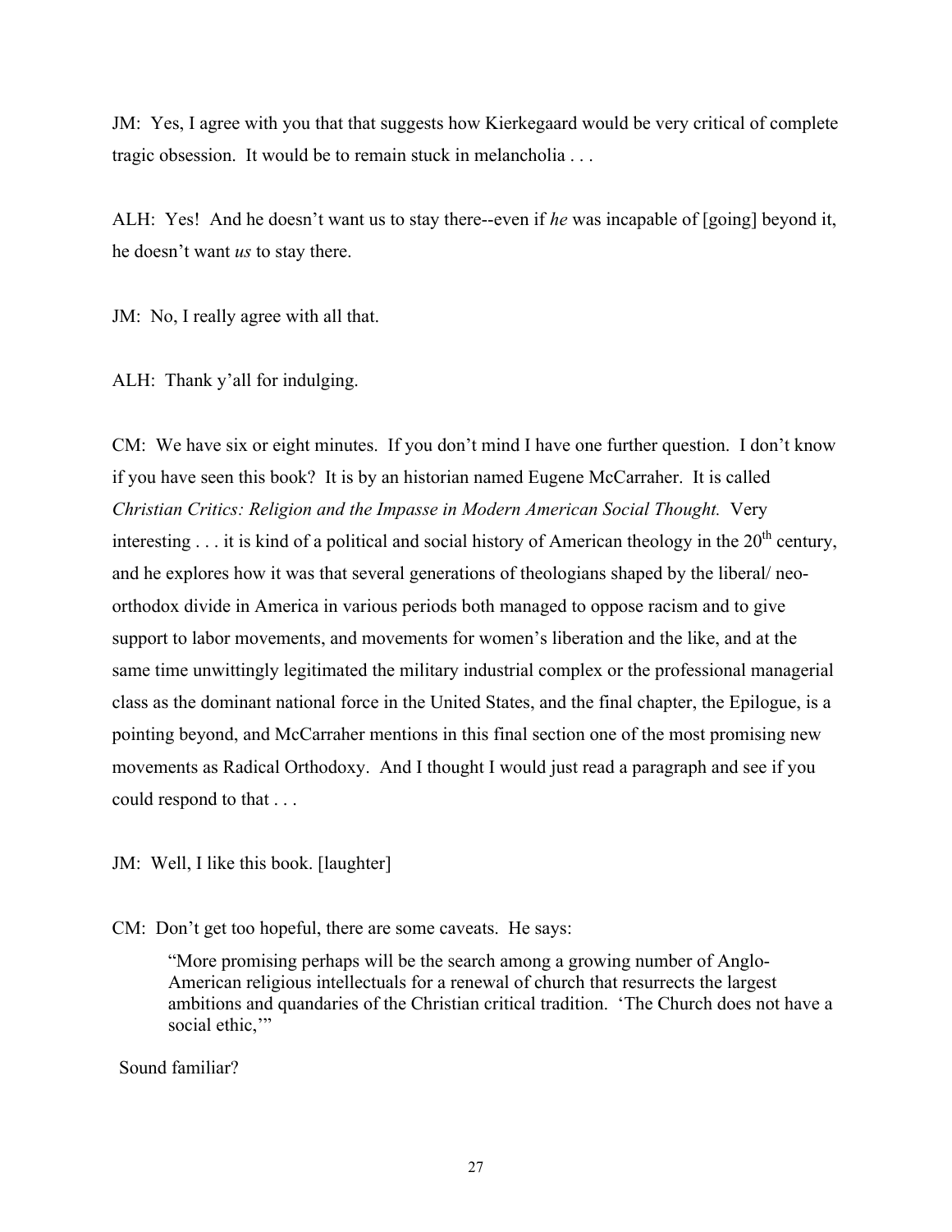JM: Yes, I agree with you that that suggests how Kierkegaard would be very critical of complete tragic obsession. It would be to remain stuck in melancholia . . .

ALH: Yes! And he doesn't want us to stay there--even if *he* was incapable of [going] beyond it, he doesn't want *us* to stay there.

JM: No, I really agree with all that.

ALH: Thank y'all for indulging.

CM: We have six or eight minutes. If you don't mind I have one further question. I don't know if you have seen this book? It is by an historian named Eugene McCarraher. It is called *Christian Critics: Religion and the Impasse in Modern American Social Thought.* Very interesting . . . it is kind of a political and social history of American theology in the 20th century, and he explores how it was that several generations of theologians shaped by the liberal/ neo-orthodox divide in America in various periods both managed to oppose racism and to give support to labor movements, and movements for women's liberation and the like, and at the same time unwittingly legitimated the military industrial complex or the professional managerial class as the dominant national force in the United States, and the final chapter, the Epilogue, is a pointing beyond, and McCarraher mentions in this final section one of the most promising new movements as Radical Orthodoxy. And I thought I would just read a paragraph and see if you could respond to that . . .

JM: Well, I like this book. [laughter]

CM: Don't get too hopeful, there are some caveats. He says:

> "More promising perhaps will be the search among a growing number of Anglo-American religious intellectuals for a renewal of church that resurrects the largest ambitions and quandaries of the Christian critical tradition. 'The Church does not have a social ethic,'"

Sound familiar?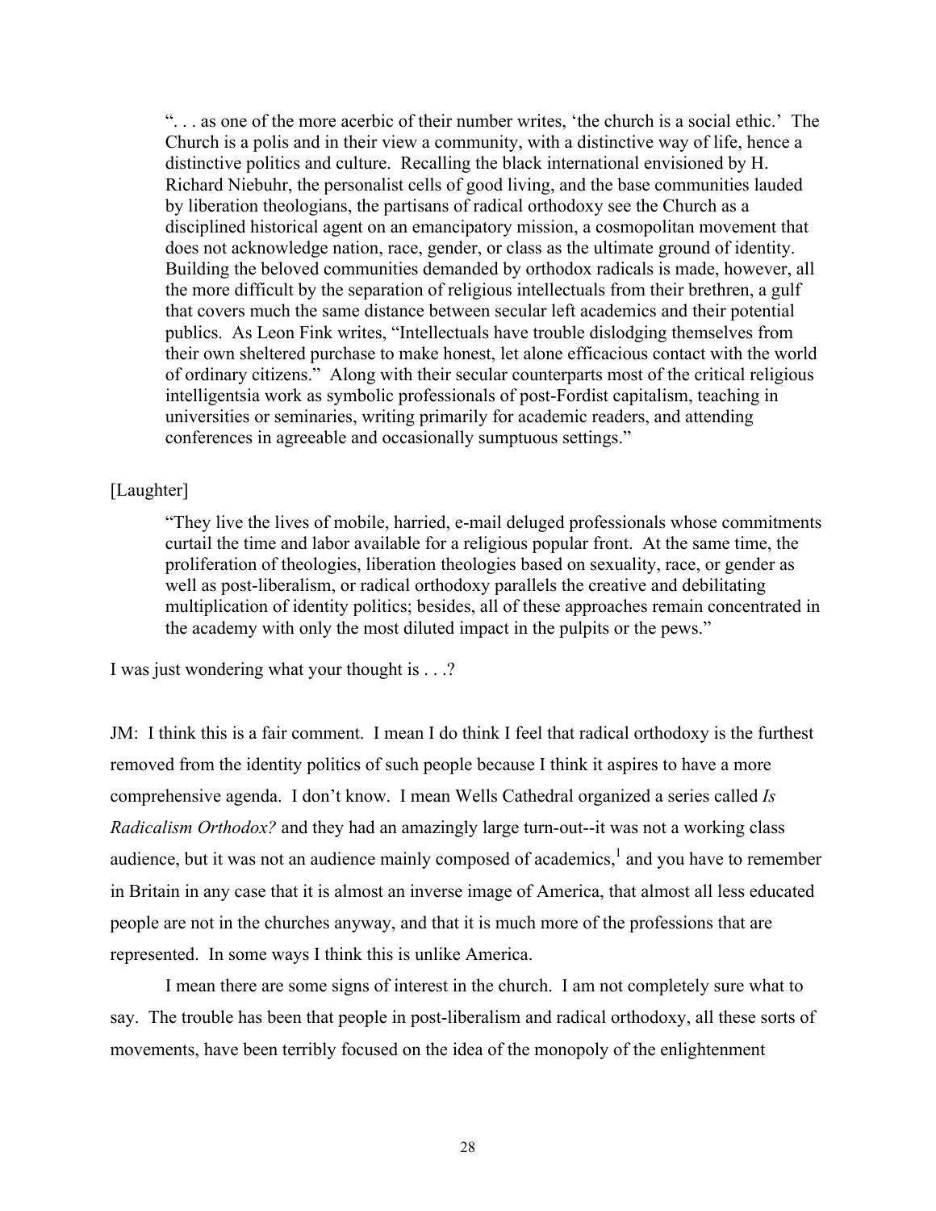> ". . . as one of the more acerbic of their number writes, 'the church is a social ethic.' The Church is a polis and in their view a community, with a distinctive way of life, hence a distinctive politics and culture. Recalling the black international envisioned by H. Richard Niebuhr, the personalist cells of good living, and the base communities lauded by liberation theologians, the partisans of radical orthodoxy see the Church as a disciplined historical agent on an emancipatory mission, a cosmopolitan movement that does not acknowledge nation, race, gender, or class as the ultimate ground of identity. Building the beloved communities demanded by orthodox radicals is made, however, all the more difficult by the separation of religious intellectuals from their brethren, a gulf that covers much the same distance between secular left academics and their potential publics. As Leon Fink writes, "Intellectuals have trouble dislodging themselves from their own sheltered purchase to make honest, let alone efficacious contact with the world of ordinary citizens." Along with their secular counterparts most of the critical religious intelligentsia work as symbolic professionals of post-Fordist capitalism, teaching in universities or seminaries, writing primarily for academic readers, and attending conferences in agreeable and occasionally sumptuous settings."

[Laughter]

> "They live the lives of mobile, harried, e-mail deluged professionals whose commitments curtail the time and labor available for a religious popular front. At the same time, the proliferation of theologies, liberation theologies based on sexuality, race, or gender as well as post-liberalism, or radical orthodoxy parallels the creative and debilitating multiplication of identity politics; besides, all of these approaches remain concentrated in the academy with only the most diluted impact in the pulpits or the pews."

I was just wondering what your thought is . . .?

JM: I think this is a fair comment. I mean I do think I feel that radical orthodoxy is the furthest removed from the identity politics of such people because I think it aspires to have a more comprehensive agenda. I don't know. I mean Wells Cathedral organized a series called *Is Radicalism Orthodox?* and they had an amazingly large turn-out--it was not a working class audience, but it was not an audience mainly composed of academics,[1] and you have to remember in Britain in any case that it is almost an inverse image of America, that almost all less educated people are not in the churches anyway, and that it is much more of the professions that are represented. In some ways I think this is unlike America.

I mean there are some signs of interest in the church. I am not completely sure what to say. The trouble has been that people in post-liberalism and radical orthodoxy, all these sorts of movements, have been terribly focused on the idea of the monopoly of the enlightenment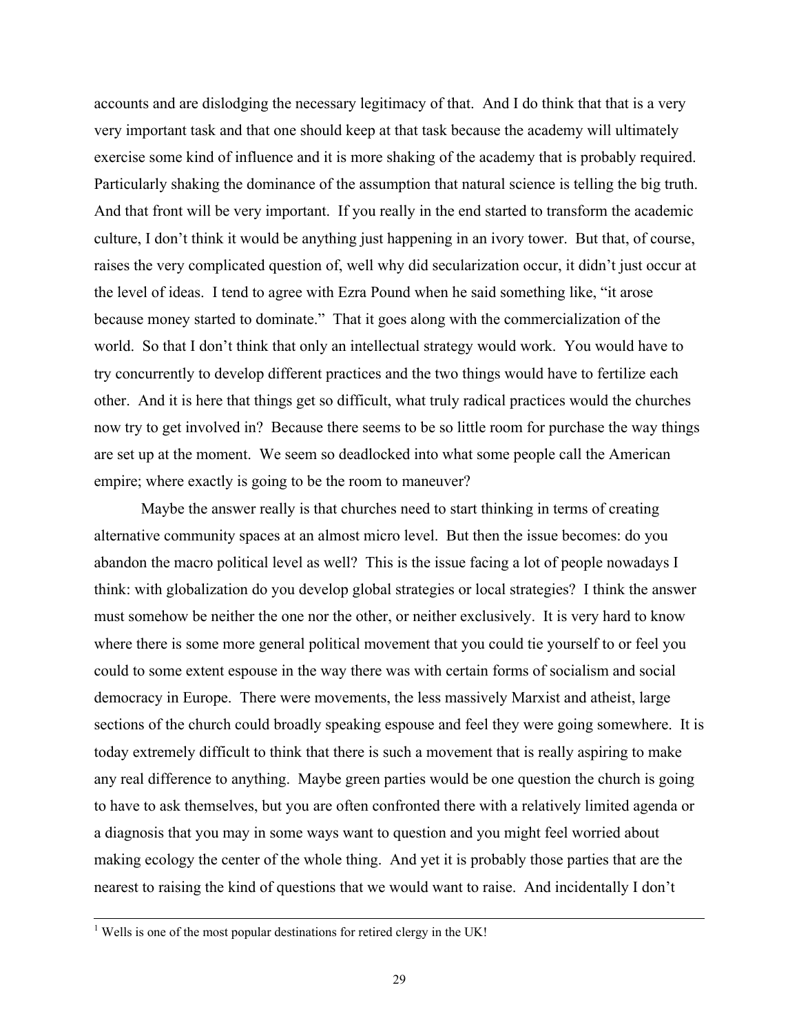accounts and are dislodging the necessary legitimacy of that. And I do think that that is a very very important task and that one should keep at that task because the academy will ultimately exercise some kind of influence and it is more shaking of the academy that is probably required. Particularly shaking the dominance of the assumption that natural science is telling the big truth. And that front will be very important. If you really in the end started to transform the academic culture, I don't think it would be anything just happening in an ivory tower. But that, of course, raises the very complicated question of, well why did secularization occur, it didn't just occur at the level of ideas. I tend to agree with Ezra Pound when he said something like, "it arose because money started to dominate." That it goes along with the commercialization of the world. So that I don't think that only an intellectual strategy would work. You would have to try concurrently to develop different practices and the two things would have to fertilize each other. And it is here that things get so difficult, what truly radical practices would the churches now try to get involved in? Because there seems to be so little room for purchase the way things are set up at the moment. We seem so deadlocked into what some people call the American empire; where exactly is going to be the room to maneuver?

Maybe the answer really is that churches need to start thinking in terms of creating alternative community spaces at an almost micro level. But then the issue becomes: do you abandon the macro political level as well? This is the issue facing a lot of people nowadays I think: with globalization do you develop global strategies or local strategies? I think the answer must somehow be neither the one nor the other, or neither exclusively. It is very hard to know where there is some more general political movement that you could tie yourself to or feel you could to some extent espouse in the way there was with certain forms of socialism and social democracy in Europe. There were movements, the less massively Marxist and atheist, large sections of the church could broadly speaking espouse and feel they were going somewhere. It is today extremely difficult to think that there is such a movement that is really aspiring to make any real difference to anything. Maybe green parties would be one question the church is going to have to ask themselves, but you are often confronted there with a relatively limited agenda or a diagnosis that you may in some ways want to question and you might feel worried about making ecology the center of the whole thing. And yet it is probably those parties that are the nearest to raising the kind of questions that we would want to raise. And incidentally I don't

---

[1] Wells is one of the most popular destinations for retired clergy in the UK!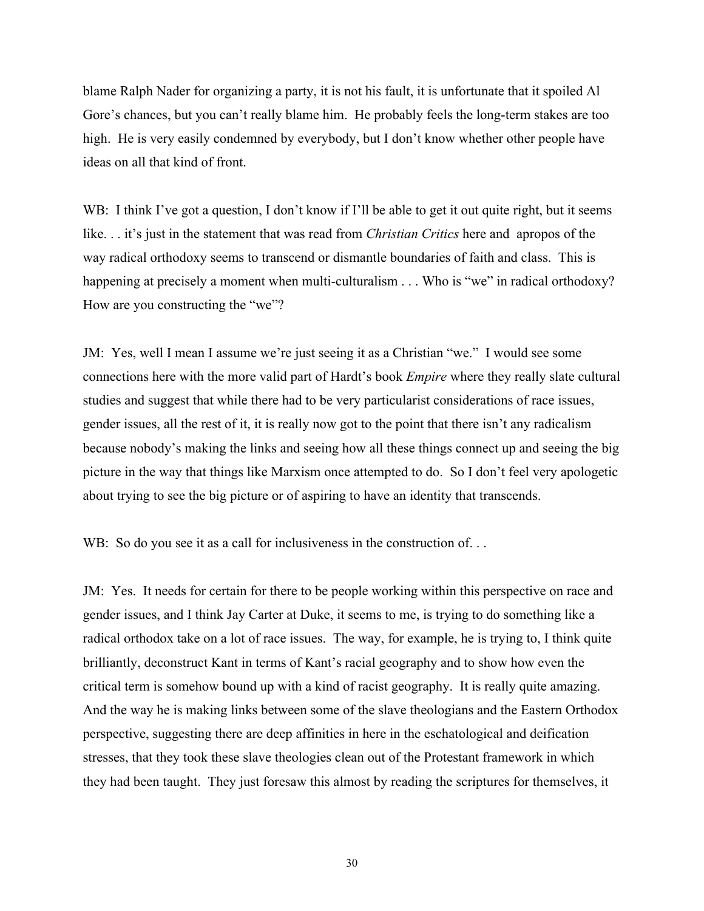blame Ralph Nader for organizing a party, it is not his fault, it is unfortunate that it spoiled Al Gore's chances, but you can't really blame him. He probably feels the long-term stakes are too high. He is very easily condemned by everybody, but I don't know whether other people have ideas on all that kind of front.

WB: I think I've got a question, I don't know if I'll be able to get it out quite right, but it seems like. . . it's just in the statement that was read from *Christian Critics* here and apropos of the way radical orthodoxy seems to transcend or dismantle boundaries of faith and class. This is happening at precisely a moment when multi-culturalism . . . Who is "we" in radical orthodoxy? How are you constructing the "we"?

JM: Yes, well I mean I assume we're just seeing it as a Christian "we." I would see some connections here with the more valid part of Hardt's book *Empire* where they really slate cultural studies and suggest that while there had to be very particularist considerations of race issues, gender issues, all the rest of it, it is really now got to the point that there isn't any radicalism because nobody's making the links and seeing how all these things connect up and seeing the big picture in the way that things like Marxism once attempted to do. So I don't feel very apologetic about trying to see the big picture or of aspiring to have an identity that transcends.

WB: So do you see it as a call for inclusiveness in the construction of. . .

JM: Yes. It needs for certain for there to be people working within this perspective on race and gender issues, and I think Jay Carter at Duke, it seems to me, is trying to do something like a radical orthodox take on a lot of race issues. The way, for example, he is trying to, I think quite brilliantly, deconstruct Kant in terms of Kant's racial geography and to show how even the critical term is somehow bound up with a kind of racist geography. It is really quite amazing. And the way he is making links between some of the slave theologians and the Eastern Orthodox perspective, suggesting there are deep affinities in here in the eschatological and deification stresses, that they took these slave theologies clean out of the Protestant framework in which they had been taught. They just foresaw this almost by reading the scriptures for themselves, it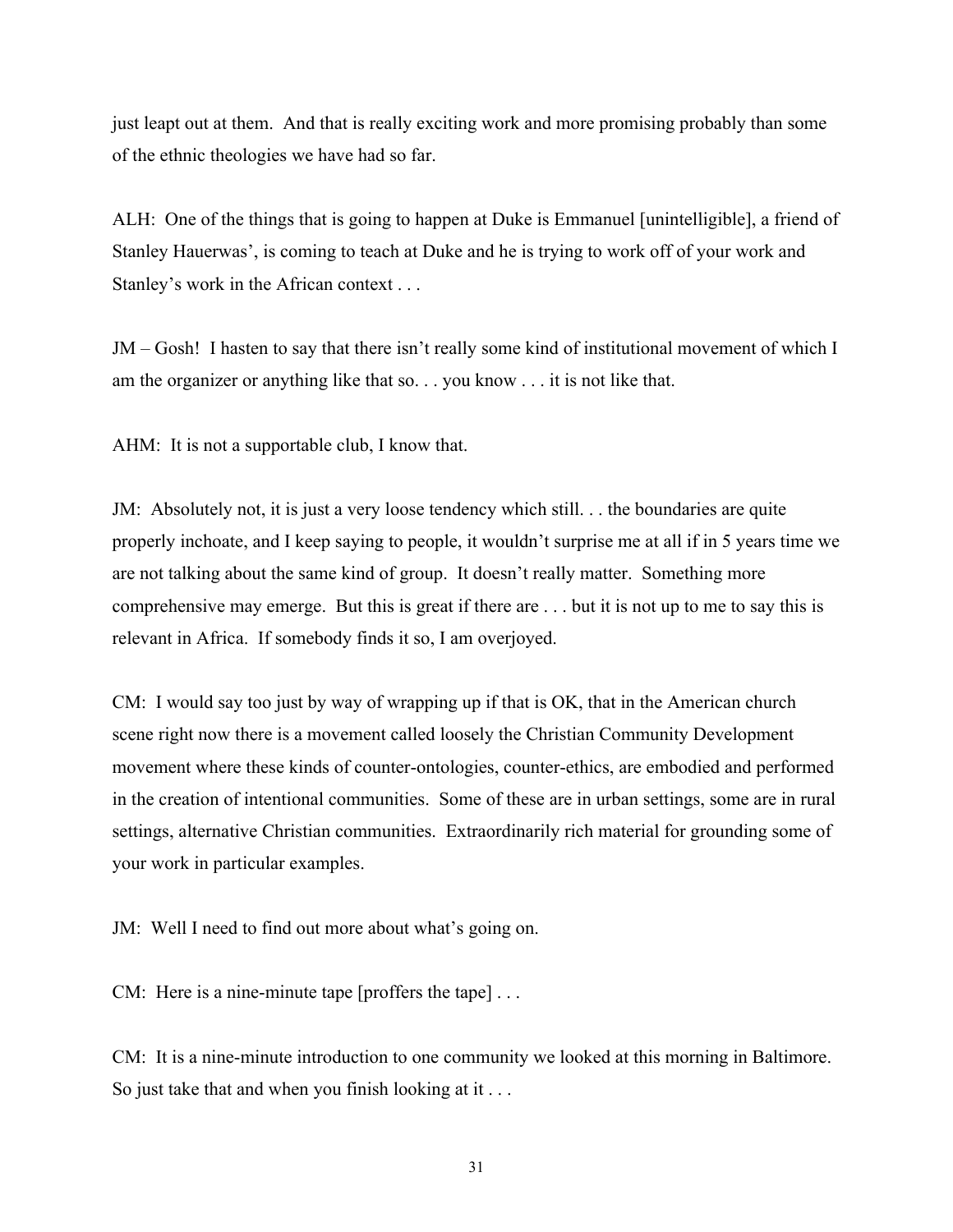just leapt out at them. And that is really exciting work and more promising probably than some of the ethnic theologies we have had so far.

ALH: One of the things that is going to happen at Duke is Emmanuel [unintelligible], a friend of Stanley Hauerwas', is coming to teach at Duke and he is trying to work off of your work and Stanley's work in the African context . . .

JM – Gosh! I hasten to say that there isn't really some kind of institutional movement of which I am the organizer or anything like that so. . . you know . . . it is not like that.

AHM: It is not a supportable club, I know that.

JM: Absolutely not, it is just a very loose tendency which still. . . the boundaries are quite properly inchoate, and I keep saying to people, it wouldn't surprise me at all if in 5 years time we are not talking about the same kind of group. It doesn't really matter. Something more comprehensive may emerge. But this is great if there are . . . but it is not up to me to say this is relevant in Africa. If somebody finds it so, I am overjoyed.

CM: I would say too just by way of wrapping up if that is OK, that in the American church scene right now there is a movement called loosely the Christian Community Development movement where these kinds of counter-ontologies, counter-ethics, are embodied and performed in the creation of intentional communities. Some of these are in urban settings, some are in rural settings, alternative Christian communities. Extraordinarily rich material for grounding some of your work in particular examples.

JM: Well I need to find out more about what's going on.

CM: Here is a nine-minute tape [proffers the tape] . . .

CM: It is a nine-minute introduction to one community we looked at this morning in Baltimore. So just take that and when you finish looking at it . . .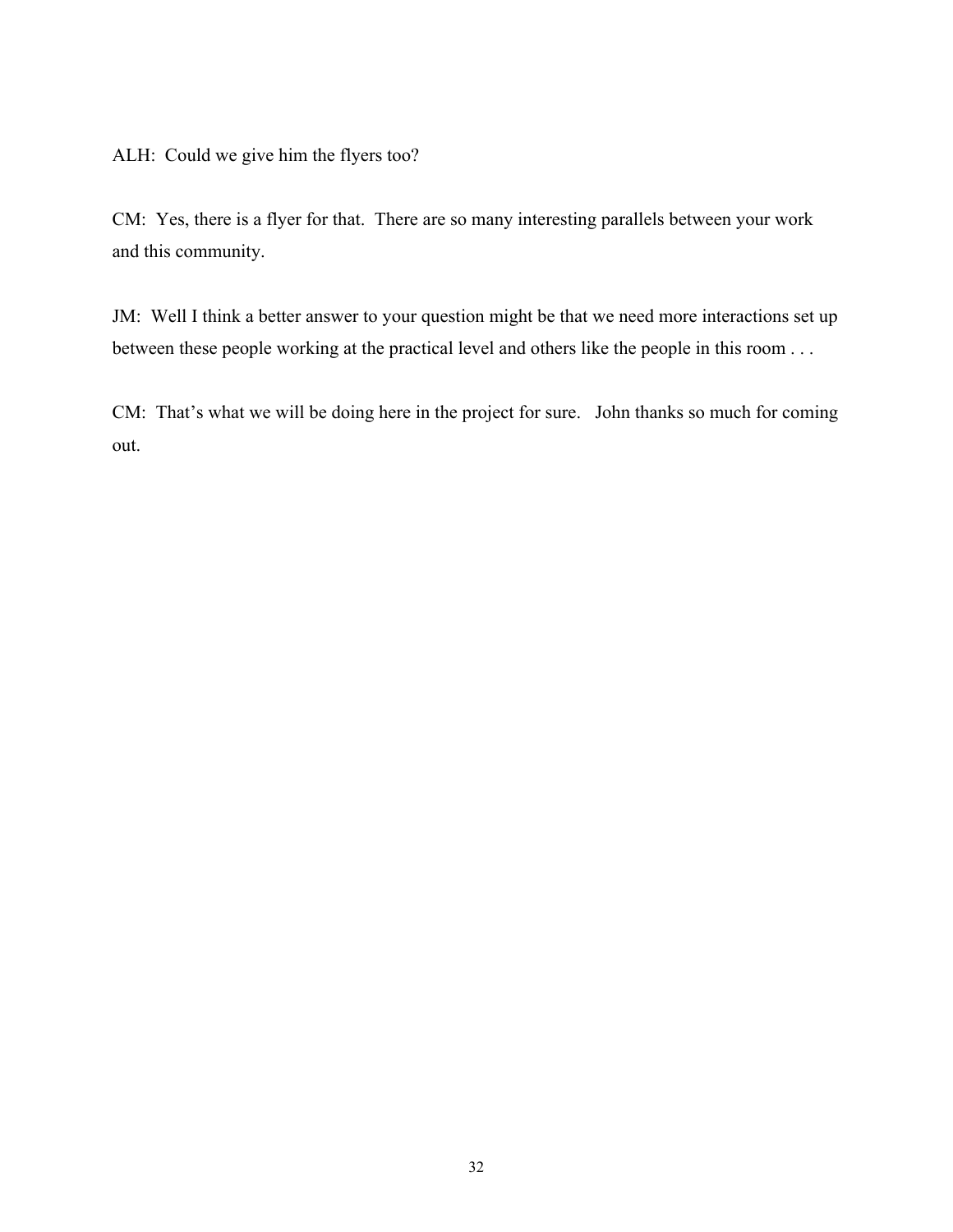ALH: Could we give him the flyers too?

CM: Yes, there is a flyer for that. There are so many interesting parallels between your work and this community.

JM: Well I think a better answer to your question might be that we need more interactions set up between these people working at the practical level and others like the people in this room . . .

CM: That's what we will be doing here in the project for sure. John thanks so much for coming out.